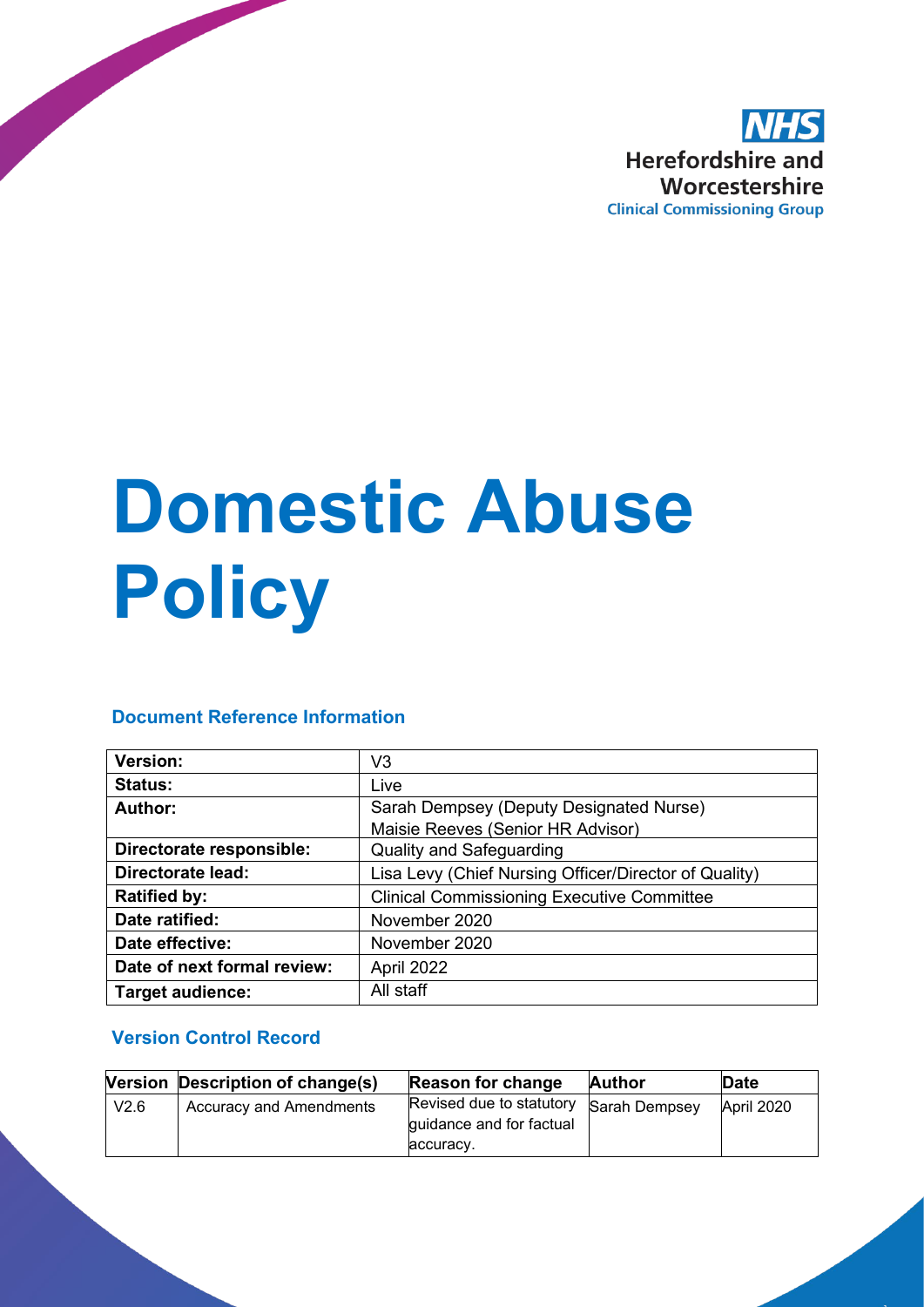NHS
Herefordshire and Worcestershire
Clinical Commissioning Group

# Domestic Abuse Policy

## Document Reference Information

| | |
|---|---|
| **Version:** | V3 |
| **Status:** | Live |
| **Author:** | Sarah Dempsey (Deputy Designated Nurse)<br>Maisie Reeves (Senior HR Advisor) |
| **Directorate responsible:** | Quality and Safeguarding |
| **Directorate lead:** | Lisa Levy (Chief Nursing Officer/Director of Quality) |
| **Ratified by:** | Clinical Commissioning Executive Committee |
| **Date ratified:** | November 2020 |
| **Date effective:** | November 2020 |
| **Date of next formal review:** | April 2022 |
| **Target audience:** | All staff |

## Version Control Record

| Version | Description of change(s) | Reason for change | Author | Date |
|---|---|---|---|---|
| V2.6 | Accuracy and Amendments | Revised due to statutory guidance and for factual accuracy. | Sarah Dempsey | April 2020 |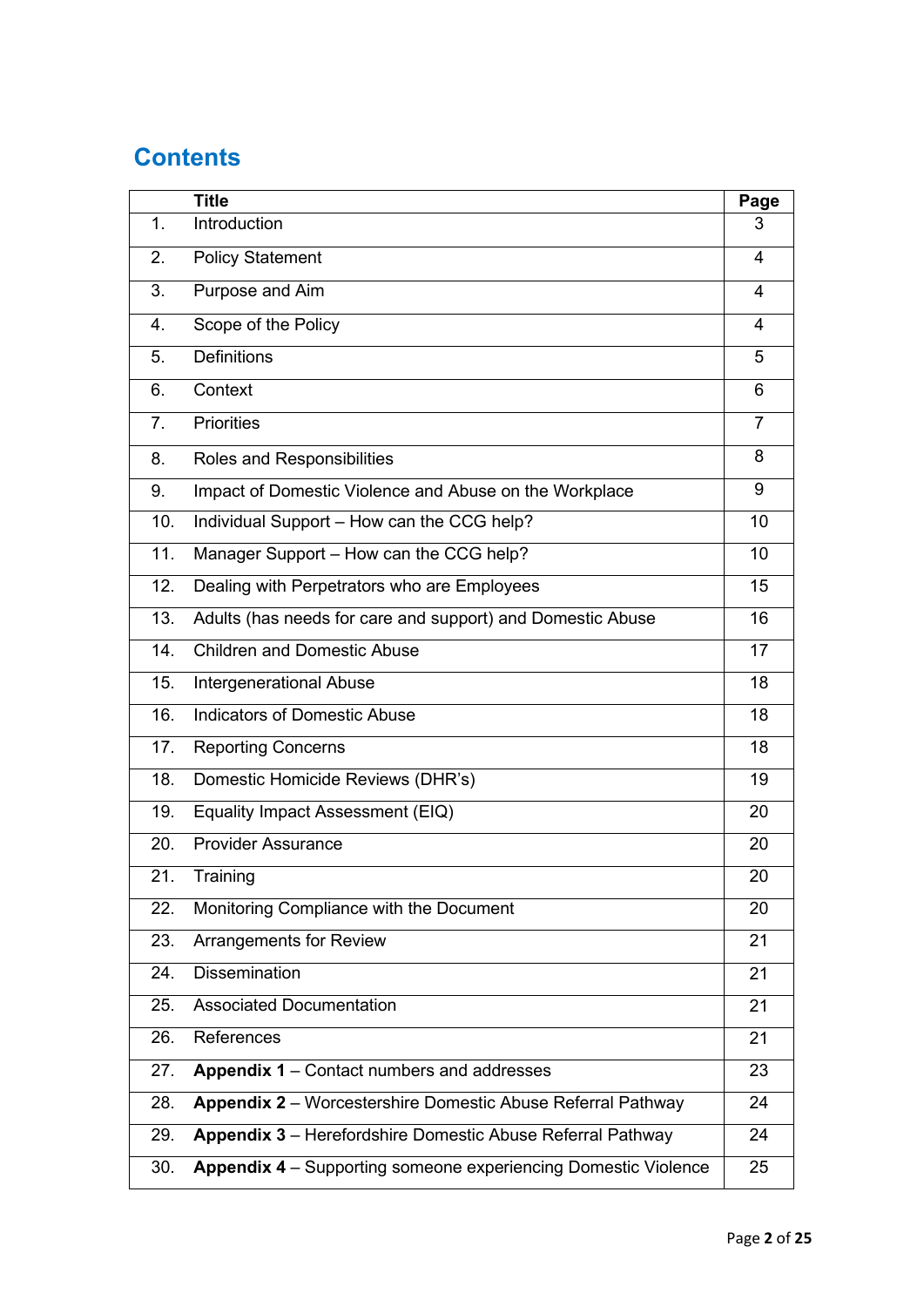## Contents

| | Title | Page |
|---|---|---|
| 1. | Introduction | 3 |
| 2. | Policy Statement | 4 |
| 3. | Purpose and Aim | 4 |
| 4. | Scope of the Policy | 4 |
| 5. | Definitions | 5 |
| 6. | Context | 6 |
| 7. | Priorities | 7 |
| 8. | Roles and Responsibilities | 8 |
| 9. | Impact of Domestic Violence and Abuse on the Workplace | 9 |
| 10. | Individual Support – How can the CCG help? | 10 |
| 11. | Manager Support – How can the CCG help? | 10 |
| 12. | Dealing with Perpetrators who are Employees | 15 |
| 13. | Adults (has needs for care and support) and Domestic Abuse | 16 |
| 14. | Children and Domestic Abuse | 17 |
| 15. | Intergenerational Abuse | 18 |
| 16. | Indicators of Domestic Abuse | 18 |
| 17. | Reporting Concerns | 18 |
| 18. | Domestic Homicide Reviews (DHR's) | 19 |
| 19. | Equality Impact Assessment (EIQ) | 20 |
| 20. | Provider Assurance | 20 |
| 21. | Training | 20 |
| 22. | Monitoring Compliance with the Document | 20 |
| 23. | Arrangements for Review | 21 |
| 24. | Dissemination | 21 |
| 25. | Associated Documentation | 21 |
| 26. | References | 21 |
| 27. | **Appendix 1** – Contact numbers and addresses | 23 |
| 28. | **Appendix 2** – Worcestershire Domestic Abuse Referral Pathway | 24 |
| 29. | **Appendix 3** – Herefordshire Domestic Abuse Referral Pathway | 24 |
| 30. | **Appendix 4** – Supporting someone experiencing Domestic Violence | 25 |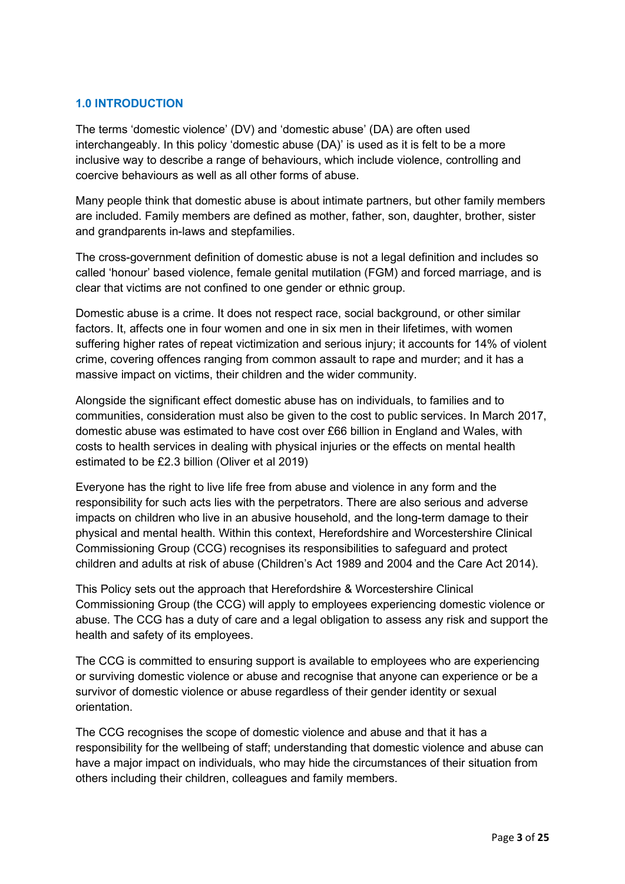## 1.0 INTRODUCTION

The terms 'domestic violence' (DV) and 'domestic abuse' (DA) are often used interchangeably. In this policy 'domestic abuse (DA)' is used as it is felt to be a more inclusive way to describe a range of behaviours, which include violence, controlling and coercive behaviours as well as all other forms of abuse.

Many people think that domestic abuse is about intimate partners, but other family members are included. Family members are defined as mother, father, son, daughter, brother, sister and grandparents in-laws and stepfamilies.

The cross-government definition of domestic abuse is not a legal definition and includes so called 'honour' based violence, female genital mutilation (FGM) and forced marriage, and is clear that victims are not confined to one gender or ethnic group.

Domestic abuse is a crime. It does not respect race, social background, or other similar factors. It, affects one in four women and one in six men in their lifetimes, with women suffering higher rates of repeat victimization and serious injury; it accounts for 14% of violent crime, covering offences ranging from common assault to rape and murder; and it has a massive impact on victims, their children and the wider community.

Alongside the significant effect domestic abuse has on individuals, to families and to communities, consideration must also be given to the cost to public services. In March 2017, domestic abuse was estimated to have cost over £66 billion in England and Wales, with costs to health services in dealing with physical injuries or the effects on mental health estimated to be £2.3 billion (Oliver et al 2019)

Everyone has the right to live life free from abuse and violence in any form and the responsibility for such acts lies with the perpetrators. There are also serious and adverse impacts on children who live in an abusive household, and the long-term damage to their physical and mental health. Within this context, Herefordshire and Worcestershire Clinical Commissioning Group (CCG) recognises its responsibilities to safeguard and protect children and adults at risk of abuse (Children's Act 1989 and 2004 and the Care Act 2014).

This Policy sets out the approach that Herefordshire & Worcestershire Clinical Commissioning Group (the CCG) will apply to employees experiencing domestic violence or abuse. The CCG has a duty of care and a legal obligation to assess any risk and support the health and safety of its employees.

The CCG is committed to ensuring support is available to employees who are experiencing or surviving domestic violence or abuse and recognise that anyone can experience or be a survivor of domestic violence or abuse regardless of their gender identity or sexual orientation.

The CCG recognises the scope of domestic violence and abuse and that it has a responsibility for the wellbeing of staff; understanding that domestic violence and abuse can have a major impact on individuals, who may hide the circumstances of their situation from others including their children, colleagues and family members.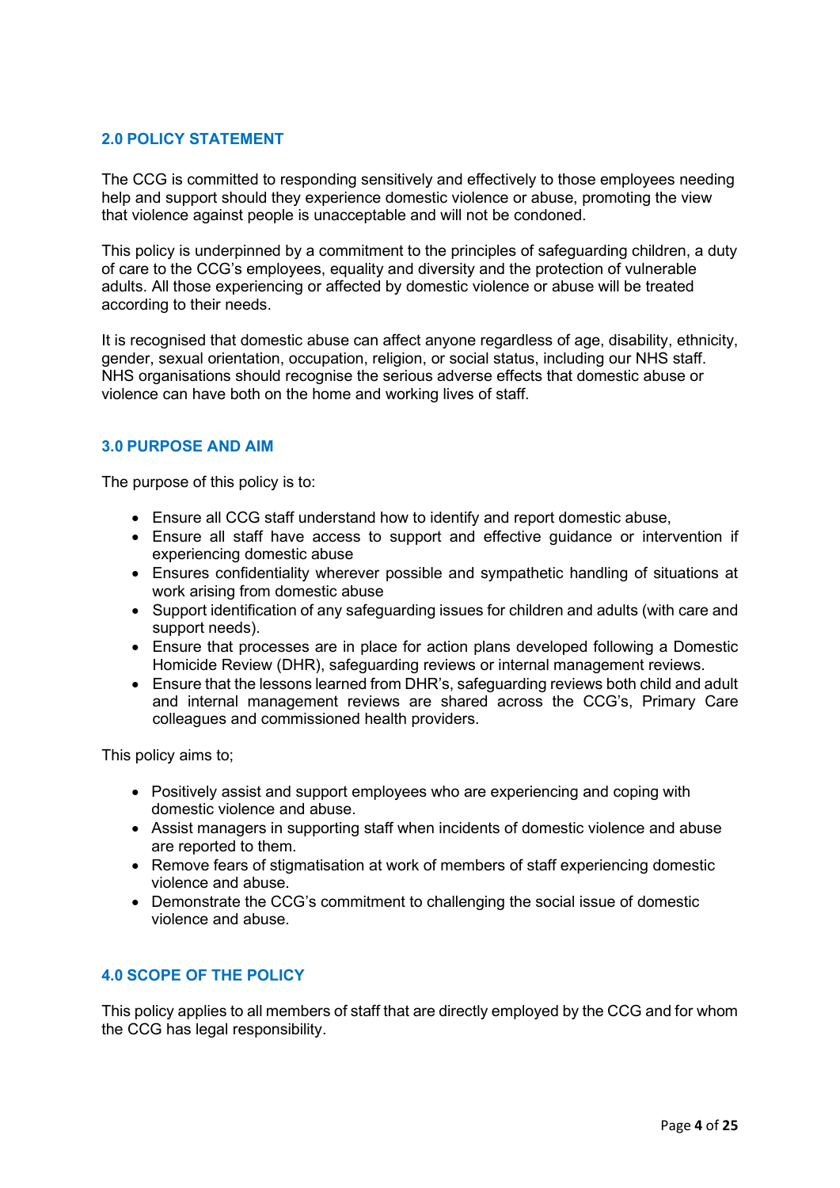## 2.0 POLICY STATEMENT

The CCG is committed to responding sensitively and effectively to those employees needing help and support should they experience domestic violence or abuse, promoting the view that violence against people is unacceptable and will not be condoned.

This policy is underpinned by a commitment to the principles of safeguarding children, a duty of care to the CCG's employees, equality and diversity and the protection of vulnerable adults. All those experiencing or affected by domestic violence or abuse will be treated according to their needs.

It is recognised that domestic abuse can affect anyone regardless of age, disability, ethnicity, gender, sexual orientation, occupation, religion, or social status, including our NHS staff. NHS organisations should recognise the serious adverse effects that domestic abuse or violence can have both on the home and working lives of staff.

## 3.0 PURPOSE AND AIM

The purpose of this policy is to:

- Ensure all CCG staff understand how to identify and report domestic abuse,
- Ensure all staff have access to support and effective guidance or intervention if experiencing domestic abuse
- Ensures confidentiality wherever possible and sympathetic handling of situations at work arising from domestic abuse
- Support identification of any safeguarding issues for children and adults (with care and support needs).
- Ensure that processes are in place for action plans developed following a Domestic Homicide Review (DHR), safeguarding reviews or internal management reviews.
- Ensure that the lessons learned from DHR's, safeguarding reviews both child and adult and internal management reviews are shared across the CCG's, Primary Care colleagues and commissioned health providers.

This policy aims to;

- Positively assist and support employees who are experiencing and coping with domestic violence and abuse.
- Assist managers in supporting staff when incidents of domestic violence and abuse are reported to them.
- Remove fears of stigmatisation at work of members of staff experiencing domestic violence and abuse.
- Demonstrate the CCG's commitment to challenging the social issue of domestic violence and abuse.

## 4.0 SCOPE OF THE POLICY

This policy applies to all members of staff that are directly employed by the CCG and for whom the CCG has legal responsibility.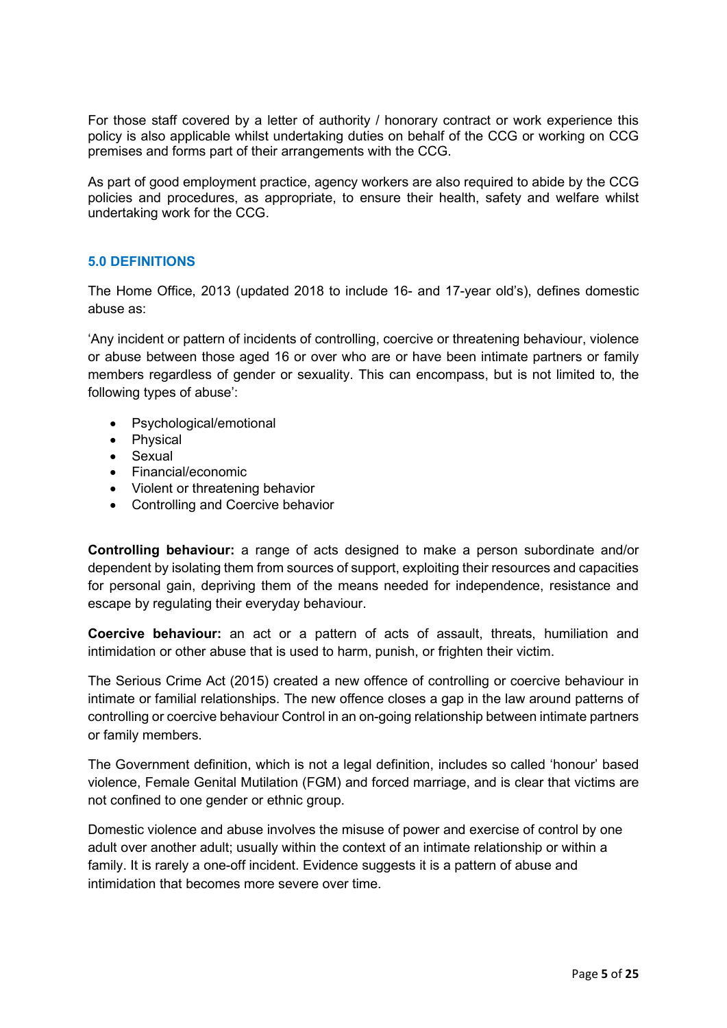For those staff covered by a letter of authority / honorary contract or work experience this policy is also applicable whilst undertaking duties on behalf of the CCG or working on CCG premises and forms part of their arrangements with the CCG.

As part of good employment practice, agency workers are also required to abide by the CCG policies and procedures, as appropriate, to ensure their health, safety and welfare whilst undertaking work for the CCG.

## 5.0 DEFINITIONS

The Home Office, 2013 (updated 2018 to include 16- and 17-year old's), defines domestic abuse as:

'Any incident or pattern of incidents of controlling, coercive or threatening behaviour, violence or abuse between those aged 16 or over who are or have been intimate partners or family members regardless of gender or sexuality. This can encompass, but is not limited to, the following types of abuse':

- Psychological/emotional
- Physical
- Sexual
- Financial/economic
- Violent or threatening behavior
- Controlling and Coercive behavior

**Controlling behaviour:** a range of acts designed to make a person subordinate and/or dependent by isolating them from sources of support, exploiting their resources and capacities for personal gain, depriving them of the means needed for independence, resistance and escape by regulating their everyday behaviour.

**Coercive behaviour:** an act or a pattern of acts of assault, threats, humiliation and intimidation or other abuse that is used to harm, punish, or frighten their victim.

The Serious Crime Act (2015) created a new offence of controlling or coercive behaviour in intimate or familial relationships. The new offence closes a gap in the law around patterns of controlling or coercive behaviour Control in an on-going relationship between intimate partners or family members.

The Government definition, which is not a legal definition, includes so called 'honour' based violence, Female Genital Mutilation (FGM) and forced marriage, and is clear that victims are not confined to one gender or ethnic group.

Domestic violence and abuse involves the misuse of power and exercise of control by one adult over another adult; usually within the context of an intimate relationship or within a family. It is rarely a one-off incident. Evidence suggests it is a pattern of abuse and intimidation that becomes more severe over time.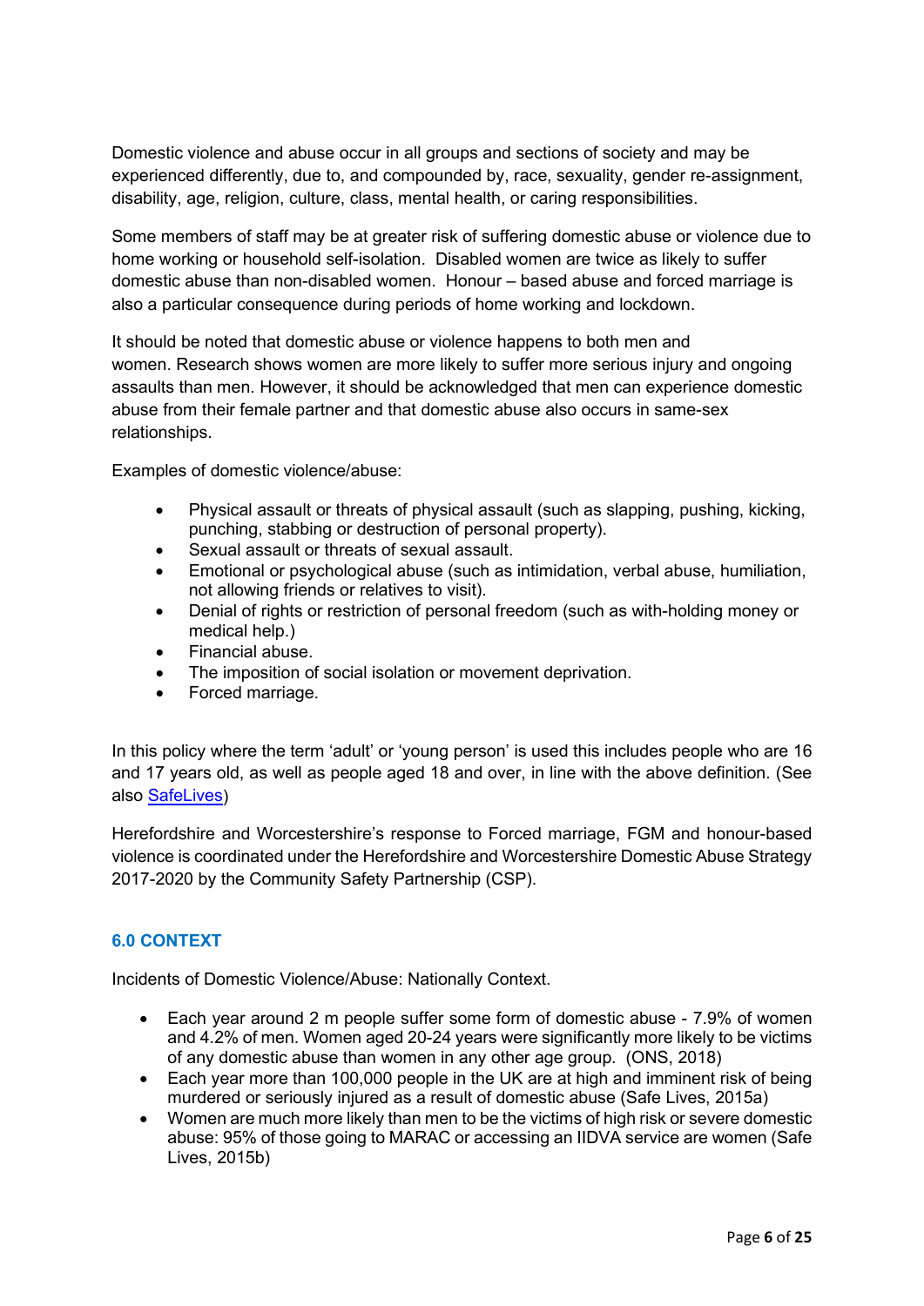Domestic violence and abuse occur in all groups and sections of society and may be experienced differently, due to, and compounded by, race, sexuality, gender re-assignment, disability, age, religion, culture, class, mental health, or caring responsibilities.

Some members of staff may be at greater risk of suffering domestic abuse or violence due to home working or household self-isolation. Disabled women are twice as likely to suffer domestic abuse than non-disabled women. Honour – based abuse and forced marriage is also a particular consequence during periods of home working and lockdown.

It should be noted that domestic abuse or violence happens to both men and women. Research shows women are more likely to suffer more serious injury and ongoing assaults than men. However, it should be acknowledged that men can experience domestic abuse from their female partner and that domestic abuse also occurs in same-sex relationships.

Examples of domestic violence/abuse:

- Physical assault or threats of physical assault (such as slapping, pushing, kicking, punching, stabbing or destruction of personal property).
- Sexual assault or threats of sexual assault.
- Emotional or psychological abuse (such as intimidation, verbal abuse, humiliation, not allowing friends or relatives to visit).
- Denial of rights or restriction of personal freedom (such as with-holding money or medical help.)
- Financial abuse.
- The imposition of social isolation or movement deprivation.
- Forced marriage.

In this policy where the term 'adult' or 'young person' is used this includes people who are 16 and 17 years old, as well as people aged 18 and over, in line with the above definition. (See also [SafeLives](SafeLives))

Herefordshire and Worcestershire's response to Forced marriage, FGM and honour-based violence is coordinated under the Herefordshire and Worcestershire Domestic Abuse Strategy 2017-2020 by the Community Safety Partnership (CSP).

## 6.0 CONTEXT

Incidents of Domestic Violence/Abuse: Nationally Context.

- Each year around 2 m people suffer some form of domestic abuse - 7.9% of women and 4.2% of men. Women aged 20-24 years were significantly more likely to be victims of any domestic abuse than women in any other age group. (ONS, 2018)
- Each year more than 100,000 people in the UK are at high and imminent risk of being murdered or seriously injured as a result of domestic abuse (Safe Lives, 2015a)
- Women are much more likely than men to be the victims of high risk or severe domestic abuse: 95% of those going to MARAC or accessing an IIDVA service are women (Safe Lives, 2015b)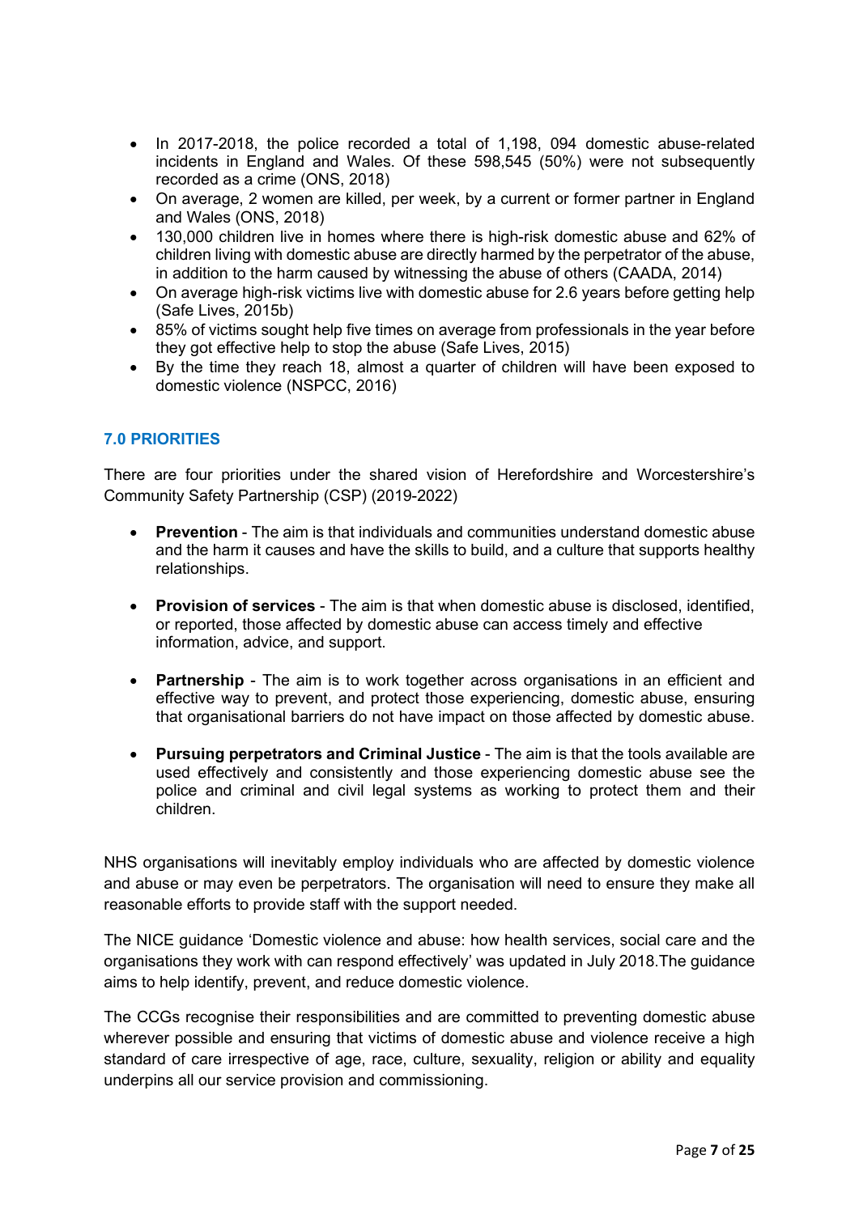- In 2017-2018, the police recorded a total of 1,198, 094 domestic abuse-related incidents in England and Wales. Of these 598,545 (50%) were not subsequently recorded as a crime (ONS, 2018)
- On average, 2 women are killed, per week, by a current or former partner in England and Wales (ONS, 2018)
- 130,000 children live in homes where there is high-risk domestic abuse and 62% of children living with domestic abuse are directly harmed by the perpetrator of the abuse, in addition to the harm caused by witnessing the abuse of others (CAADA, 2014)
- On average high-risk victims live with domestic abuse for 2.6 years before getting help (Safe Lives, 2015b)
- 85% of victims sought help five times on average from professionals in the year before they got effective help to stop the abuse (Safe Lives, 2015)
- By the time they reach 18, almost a quarter of children will have been exposed to domestic violence (NSPCC, 2016)

## 7.0 PRIORITIES

There are four priorities under the shared vision of Herefordshire and Worcestershire's Community Safety Partnership (CSP) (2019-2022)

- **Prevention** - The aim is that individuals and communities understand domestic abuse and the harm it causes and have the skills to build, and a culture that supports healthy relationships.

- **Provision of services** - The aim is that when domestic abuse is disclosed, identified, or reported, those affected by domestic abuse can access timely and effective information, advice, and support.

- **Partnership** - The aim is to work together across organisations in an efficient and effective way to prevent, and protect those experiencing, domestic abuse, ensuring that organisational barriers do not have impact on those affected by domestic abuse.

- **Pursuing perpetrators and Criminal Justice** - The aim is that the tools available are used effectively and consistently and those experiencing domestic abuse see the police and criminal and civil legal systems as working to protect them and their children.

NHS organisations will inevitably employ individuals who are affected by domestic violence and abuse or may even be perpetrators. The organisation will need to ensure they make all reasonable efforts to provide staff with the support needed.

The NICE guidance 'Domestic violence and abuse: how health services, social care and the organisations they work with can respond effectively' was updated in July 2018.The guidance aims to help identify, prevent, and reduce domestic violence.

The CCGs recognise their responsibilities and are committed to preventing domestic abuse wherever possible and ensuring that victims of domestic abuse and violence receive a high standard of care irrespective of age, race, culture, sexuality, religion or ability and equality underpins all our service provision and commissioning.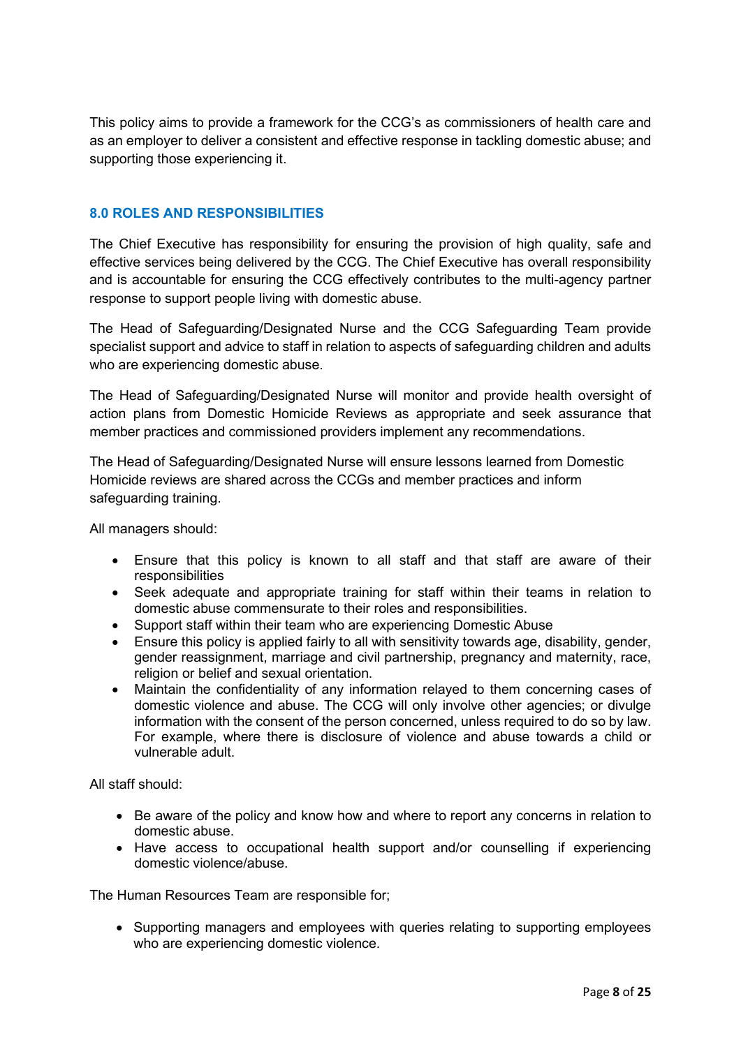This policy aims to provide a framework for the CCG's as commissioners of health care and as an employer to deliver a consistent and effective response in tackling domestic abuse; and supporting those experiencing it.

## 8.0 ROLES AND RESPONSIBILITIES

The Chief Executive has responsibility for ensuring the provision of high quality, safe and effective services being delivered by the CCG. The Chief Executive has overall responsibility and is accountable for ensuring the CCG effectively contributes to the multi-agency partner response to support people living with domestic abuse.

The Head of Safeguarding/Designated Nurse and the CCG Safeguarding Team provide specialist support and advice to staff in relation to aspects of safeguarding children and adults who are experiencing domestic abuse.

The Head of Safeguarding/Designated Nurse will monitor and provide health oversight of action plans from Domestic Homicide Reviews as appropriate and seek assurance that member practices and commissioned providers implement any recommendations.

The Head of Safeguarding/Designated Nurse will ensure lessons learned from Domestic Homicide reviews are shared across the CCGs and member practices and inform safeguarding training.

All managers should:

- Ensure that this policy is known to all staff and that staff are aware of their responsibilities
- Seek adequate and appropriate training for staff within their teams in relation to domestic abuse commensurate to their roles and responsibilities.
- Support staff within their team who are experiencing Domestic Abuse
- Ensure this policy is applied fairly to all with sensitivity towards age, disability, gender, gender reassignment, marriage and civil partnership, pregnancy and maternity, race, religion or belief and sexual orientation.
- Maintain the confidentiality of any information relayed to them concerning cases of domestic violence and abuse. The CCG will only involve other agencies; or divulge information with the consent of the person concerned, unless required to do so by law. For example, where there is disclosure of violence and abuse towards a child or vulnerable adult.

All staff should:

- Be aware of the policy and know how and where to report any concerns in relation to domestic abuse.
- Have access to occupational health support and/or counselling if experiencing domestic violence/abuse.

The Human Resources Team are responsible for;

- Supporting managers and employees with queries relating to supporting employees who are experiencing domestic violence.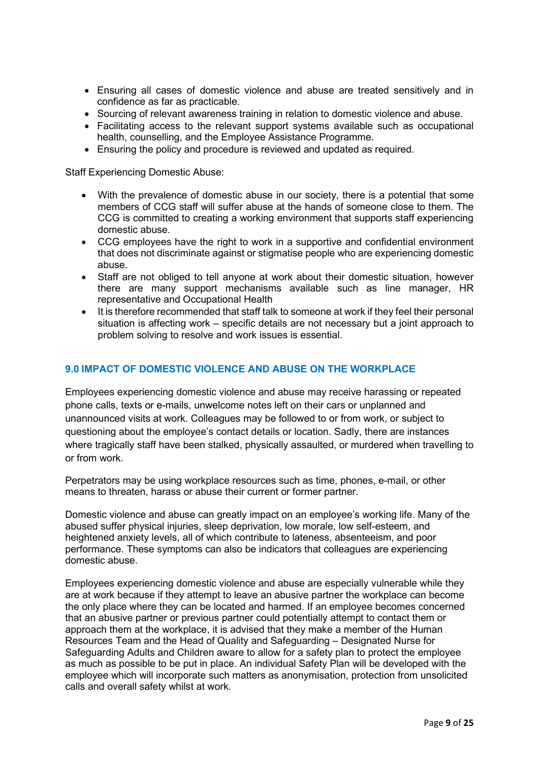- Ensuring all cases of domestic violence and abuse are treated sensitively and in confidence as far as practicable.
- Sourcing of relevant awareness training in relation to domestic violence and abuse.
- Facilitating access to the relevant support systems available such as occupational health, counselling, and the Employee Assistance Programme.
- Ensuring the policy and procedure is reviewed and updated as required.

Staff Experiencing Domestic Abuse:

- With the prevalence of domestic abuse in our society, there is a potential that some members of CCG staff will suffer abuse at the hands of someone close to them. The CCG is committed to creating a working environment that supports staff experiencing domestic abuse.
- CCG employees have the right to work in a supportive and confidential environment that does not discriminate against or stigmatise people who are experiencing domestic abuse.
- Staff are not obliged to tell anyone at work about their domestic situation, however there are many support mechanisms available such as line manager, HR representative and Occupational Health
- It is therefore recommended that staff talk to someone at work if they feel their personal situation is affecting work – specific details are not necessary but a joint approach to problem solving to resolve and work issues is essential.

## 9.0 IMPACT OF DOMESTIC VIOLENCE AND ABUSE ON THE WORKPLACE

Employees experiencing domestic violence and abuse may receive harassing or repeated phone calls, texts or e-mails, unwelcome notes left on their cars or unplanned and unannounced visits at work. Colleagues may be followed to or from work, or subject to questioning about the employee's contact details or location. Sadly, there are instances where tragically staff have been stalked, physically assaulted, or murdered when travelling to or from work.

Perpetrators may be using workplace resources such as time, phones, e-mail, or other means to threaten, harass or abuse their current or former partner.

Domestic violence and abuse can greatly impact on an employee's working life. Many of the abused suffer physical injuries, sleep deprivation, low morale, low self-esteem, and heightened anxiety levels, all of which contribute to lateness, absenteeism, and poor performance. These symptoms can also be indicators that colleagues are experiencing domestic abuse.

Employees experiencing domestic violence and abuse are especially vulnerable while they are at work because if they attempt to leave an abusive partner the workplace can become the only place where they can be located and harmed. If an employee becomes concerned that an abusive partner or previous partner could potentially attempt to contact them or approach them at the workplace, it is advised that they make a member of the Human Resources Team and the Head of Quality and Safeguarding – Designated Nurse for Safeguarding Adults and Children aware to allow for a safety plan to protect the employee as much as possible to be put in place. An individual Safety Plan will be developed with the employee which will incorporate such matters as anonymisation, protection from unsolicited calls and overall safety whilst at work.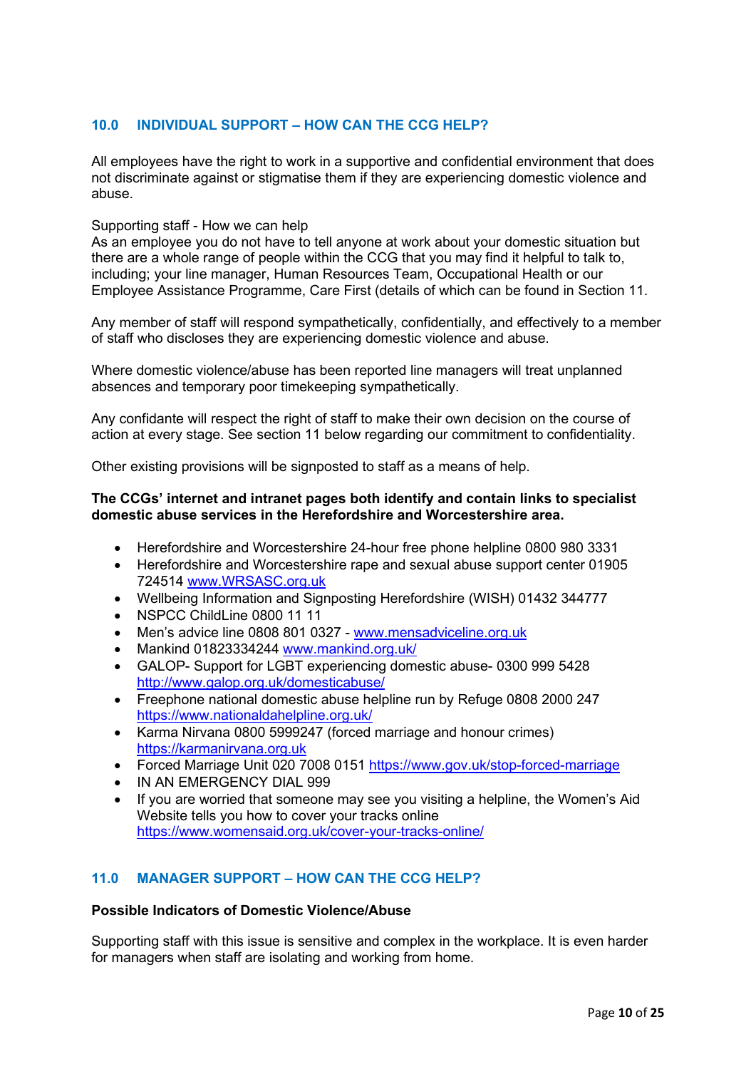## 10.0 INDIVIDUAL SUPPORT – HOW CAN THE CCG HELP?

All employees have the right to work in a supportive and confidential environment that does not discriminate against or stigmatise them if they are experiencing domestic violence and abuse.

Supporting staff - How we can help
As an employee you do not have to tell anyone at work about your domestic situation but there are a whole range of people within the CCG that you may find it helpful to talk to, including; your line manager, Human Resources Team, Occupational Health or our Employee Assistance Programme, Care First (details of which can be found in Section 11.

Any member of staff will respond sympathetically, confidentially, and effectively to a member of staff who discloses they are experiencing domestic violence and abuse.

Where domestic violence/abuse has been reported line managers will treat unplanned absences and temporary poor timekeeping sympathetically.

Any confidante will respect the right of staff to make their own decision on the course of action at every stage. See section 11 below regarding our commitment to confidentiality.

Other existing provisions will be signposted to staff as a means of help.

**The CCGs' internet and intranet pages both identify and contain links to specialist domestic abuse services in the Herefordshire and Worcestershire area.**

- Herefordshire and Worcestershire 24-hour free phone helpline 0800 980 3331
- Herefordshire and Worcestershire rape and sexual abuse support center 01905 724514 www.WRSASC.org.uk
- Wellbeing Information and Signposting Herefordshire (WISH) 01432 344777
- NSPCC ChildLine 0800 11 11
- Men's advice line 0808 801 0327 - www.mensadviceline.org.uk
- Mankind 01823334244 www.mankind.org.uk/
- GALOP- Support for LGBT experiencing domestic abuse- 0300 999 5428 http://www.galop.org.uk/domesticabuse/
- Freephone national domestic abuse helpline run by Refuge 0808 2000 247 https://www.nationaldahelpline.org.uk/
- Karma Nirvana 0800 5999247 (forced marriage and honour crimes) https://karmanirvana.org.uk
- Forced Marriage Unit 020 7008 0151 https://www.gov.uk/stop-forced-marriage
- IN AN EMERGENCY DIAL 999
- If you are worried that someone may see you visiting a helpline, the Women's Aid Website tells you how to cover your tracks online https://www.womensaid.org.uk/cover-your-tracks-online/

## 11.0 MANAGER SUPPORT – HOW CAN THE CCG HELP?

**Possible Indicators of Domestic Violence/Abuse**

Supporting staff with this issue is sensitive and complex in the workplace. It is even harder for managers when staff are isolating and working from home.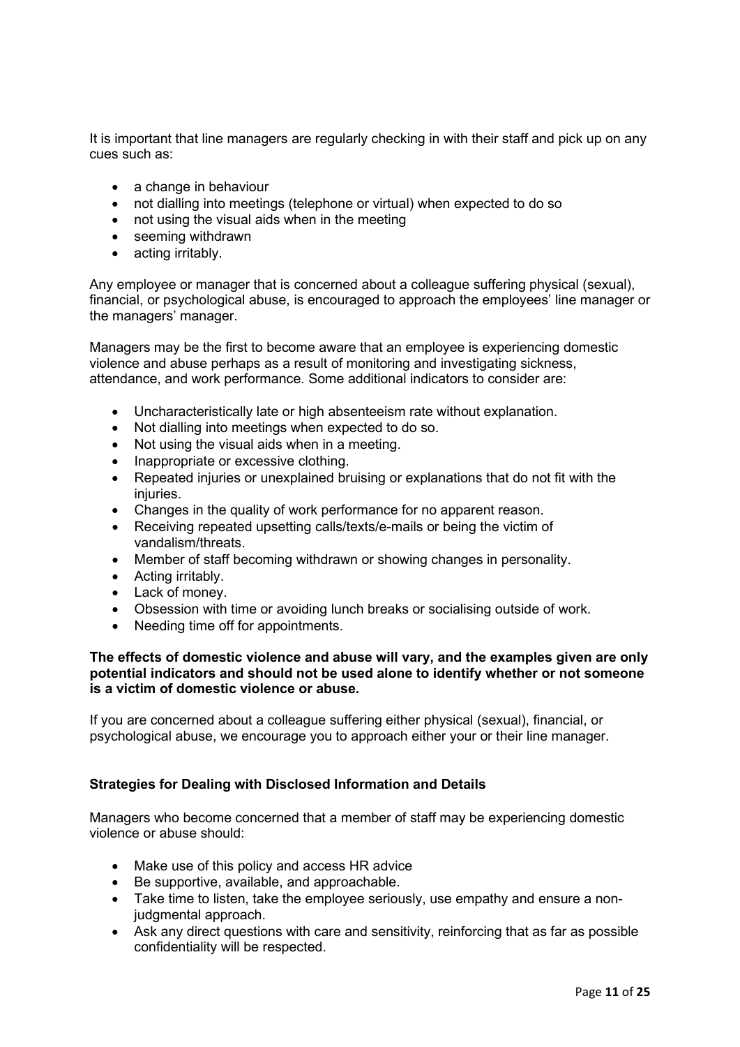It is important that line managers are regularly checking in with their staff and pick up on any cues such as:

- a change in behaviour
- not dialling into meetings (telephone or virtual) when expected to do so
- not using the visual aids when in the meeting
- seeming withdrawn
- acting irritably.

Any employee or manager that is concerned about a colleague suffering physical (sexual), financial, or psychological abuse, is encouraged to approach the employees' line manager or the managers' manager.

Managers may be the first to become aware that an employee is experiencing domestic violence and abuse perhaps as a result of monitoring and investigating sickness, attendance, and work performance. Some additional indicators to consider are:

- Uncharacteristically late or high absenteeism rate without explanation.
- Not dialling into meetings when expected to do so.
- Not using the visual aids when in a meeting.
- Inappropriate or excessive clothing.
- Repeated injuries or unexplained bruising or explanations that do not fit with the injuries.
- Changes in the quality of work performance for no apparent reason.
- Receiving repeated upsetting calls/texts/e-mails or being the victim of vandalism/threats.
- Member of staff becoming withdrawn or showing changes in personality.
- Acting irritably.
- Lack of money.
- Obsession with time or avoiding lunch breaks or socialising outside of work.
- Needing time off for appointments.

**The effects of domestic violence and abuse will vary, and the examples given are only potential indicators and should not be used alone to identify whether or not someone is a victim of domestic violence or abuse.**

If you are concerned about a colleague suffering either physical (sexual), financial, or psychological abuse, we encourage you to approach either your or their line manager.

### Strategies for Dealing with Disclosed Information and Details

Managers who become concerned that a member of staff may be experiencing domestic violence or abuse should:

- Make use of this policy and access HR advice
- Be supportive, available, and approachable.
- Take time to listen, take the employee seriously, use empathy and ensure a non-judgmental approach.
- Ask any direct questions with care and sensitivity, reinforcing that as far as possible confidentiality will be respected.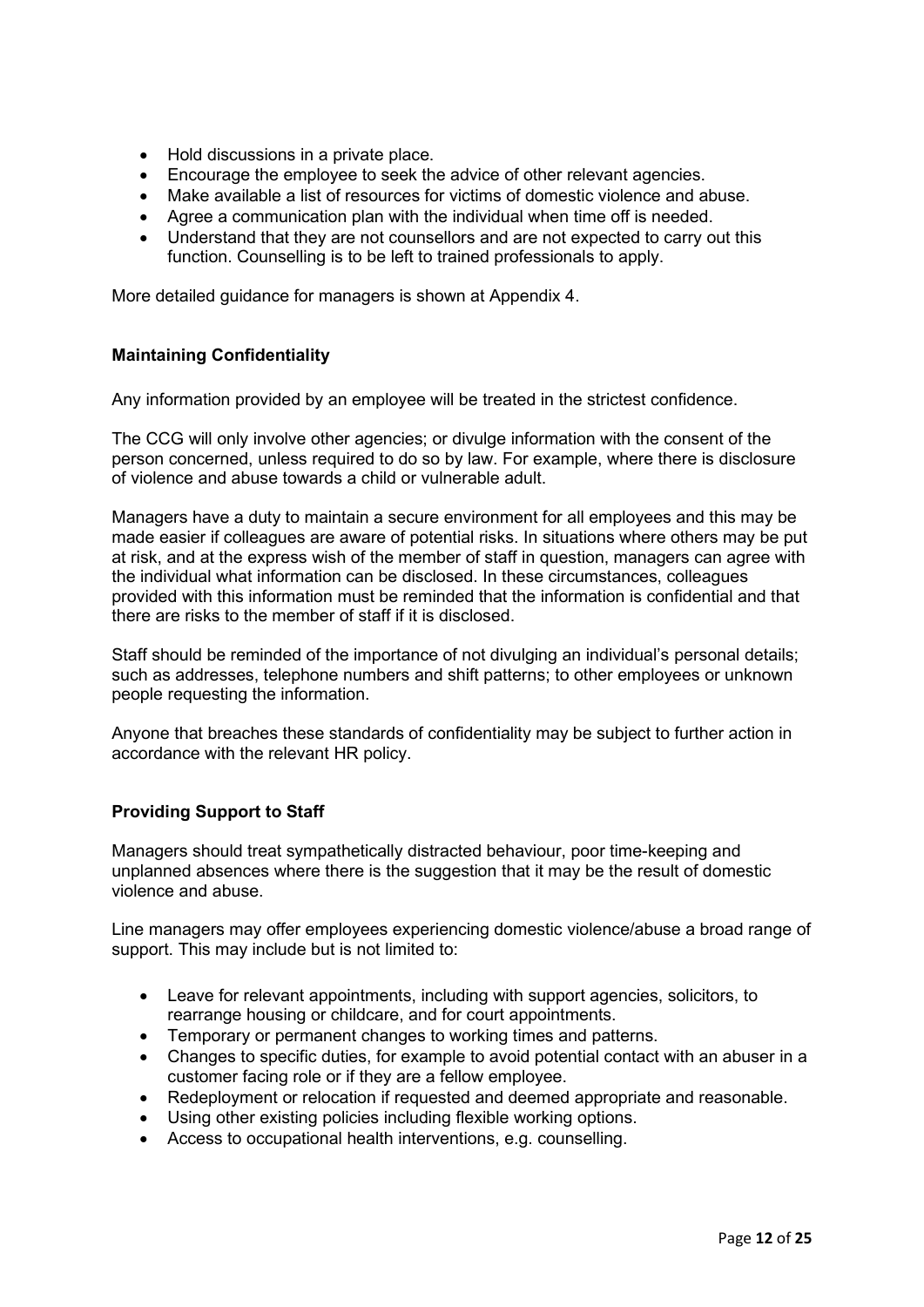- Hold discussions in a private place.
- Encourage the employee to seek the advice of other relevant agencies.
- Make available a list of resources for victims of domestic violence and abuse.
- Agree a communication plan with the individual when time off is needed.
- Understand that they are not counsellors and are not expected to carry out this function. Counselling is to be left to trained professionals to apply.

More detailed guidance for managers is shown at Appendix 4.

### Maintaining Confidentiality

Any information provided by an employee will be treated in the strictest confidence.

The CCG will only involve other agencies; or divulge information with the consent of the person concerned, unless required to do so by law. For example, where there is disclosure of violence and abuse towards a child or vulnerable adult.

Managers have a duty to maintain a secure environment for all employees and this may be made easier if colleagues are aware of potential risks. In situations where others may be put at risk, and at the express wish of the member of staff in question, managers can agree with the individual what information can be disclosed. In these circumstances, colleagues provided with this information must be reminded that the information is confidential and that there are risks to the member of staff if it is disclosed.

Staff should be reminded of the importance of not divulging an individual's personal details; such as addresses, telephone numbers and shift patterns; to other employees or unknown people requesting the information.

Anyone that breaches these standards of confidentiality may be subject to further action in accordance with the relevant HR policy.

### Providing Support to Staff

Managers should treat sympathetically distracted behaviour, poor time-keeping and unplanned absences where there is the suggestion that it may be the result of domestic violence and abuse.

Line managers may offer employees experiencing domestic violence/abuse a broad range of support. This may include but is not limited to:

- Leave for relevant appointments, including with support agencies, solicitors, to rearrange housing or childcare, and for court appointments.
- Temporary or permanent changes to working times and patterns.
- Changes to specific duties, for example to avoid potential contact with an abuser in a customer facing role or if they are a fellow employee.
- Redeployment or relocation if requested and deemed appropriate and reasonable.
- Using other existing policies including flexible working options.
- Access to occupational health interventions, e.g. counselling.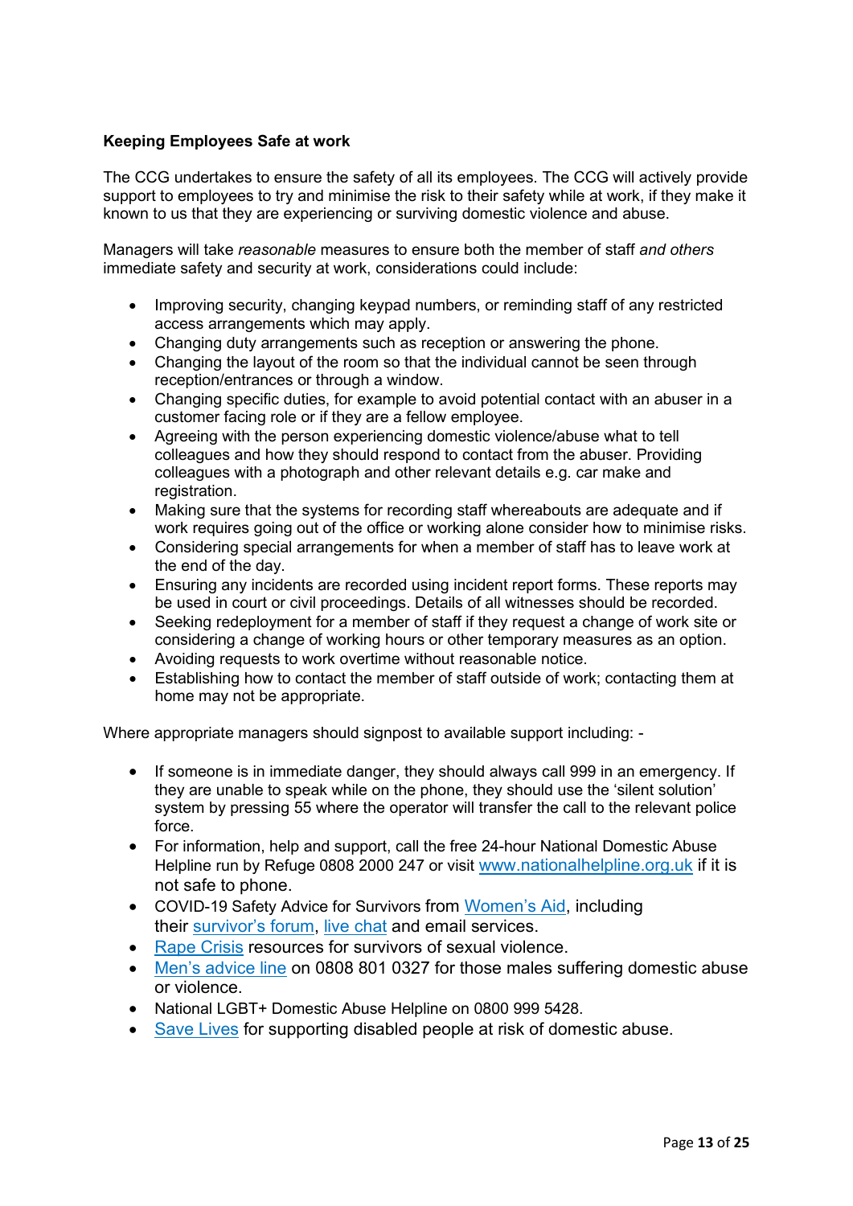**Keeping Employees Safe at work**

The CCG undertakes to ensure the safety of all its employees. The CCG will actively provide support to employees to try and minimise the risk to their safety while at work, if they make it known to us that they are experiencing or surviving domestic violence and abuse.

Managers will take *reasonable* measures to ensure both the member of staff *and others* immediate safety and security at work, considerations could include:

- Improving security, changing keypad numbers, or reminding staff of any restricted access arrangements which may apply.
- Changing duty arrangements such as reception or answering the phone.
- Changing the layout of the room so that the individual cannot be seen through reception/entrances or through a window.
- Changing specific duties, for example to avoid potential contact with an abuser in a customer facing role or if they are a fellow employee.
- Agreeing with the person experiencing domestic violence/abuse what to tell colleagues and how they should respond to contact from the abuser. Providing colleagues with a photograph and other relevant details e.g. car make and registration.
- Making sure that the systems for recording staff whereabouts are adequate and if work requires going out of the office or working alone consider how to minimise risks.
- Considering special arrangements for when a member of staff has to leave work at the end of the day.
- Ensuring any incidents are recorded using incident report forms. These reports may be used in court or civil proceedings. Details of all witnesses should be recorded.
- Seeking redeployment for a member of staff if they request a change of work site or considering a change of working hours or other temporary measures as an option.
- Avoiding requests to work overtime without reasonable notice.
- Establishing how to contact the member of staff outside of work; contacting them at home may not be appropriate.

Where appropriate managers should signpost to available support including: -

- If someone is in immediate danger, they should always call 999 in an emergency. If they are unable to speak while on the phone, they should use the 'silent solution' system by pressing 55 where the operator will transfer the call to the relevant police force.
- For information, help and support, call the free 24-hour National Domestic Abuse Helpline run by Refuge 0808 2000 247 or visit www.nationalhelpline.org.uk if it is not safe to phone.
- COVID-19 Safety Advice for Survivors from Women's Aid, including their survivor's forum, live chat and email services.
- Rape Crisis resources for survivors of sexual violence.
- Men's advice line on 0808 801 0327 for those males suffering domestic abuse or violence.
- National LGBT+ Domestic Abuse Helpline on 0800 999 5428.
- Save Lives for supporting disabled people at risk of domestic abuse.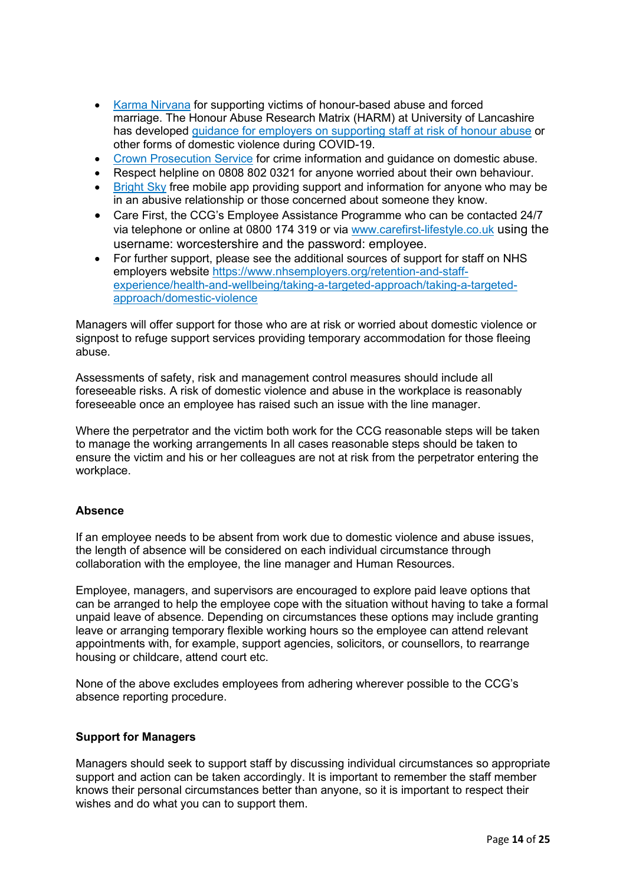- Karma Nirvana for supporting victims of honour-based abuse and forced marriage. The Honour Abuse Research Matrix (HARM) at University of Lancashire has developed guidance for employers on supporting staff at risk of honour abuse or other forms of domestic violence during COVID-19.
- Crown Prosecution Service for crime information and guidance on domestic abuse.
- Respect helpline on 0808 802 0321 for anyone worried about their own behaviour.
- Bright Sky free mobile app providing support and information for anyone who may be in an abusive relationship or those concerned about someone they know.
- Care First, the CCG's Employee Assistance Programme who can be contacted 24/7 via telephone or online at 0800 174 319 or via www.carefirst-lifestyle.co.uk using the username: worcestershire and the password: employee.
- For further support, please see the additional sources of support for staff on NHS employers website https://www.nhsemployers.org/retention-and-staff-experience/health-and-wellbeing/taking-a-targeted-approach/taking-a-targeted-approach/domestic-violence

Managers will offer support for those who are at risk or worried about domestic violence or signpost to refuge support services providing temporary accommodation for those fleeing abuse.

Assessments of safety, risk and management control measures should include all foreseeable risks. A risk of domestic violence and abuse in the workplace is reasonably foreseeable once an employee has raised such an issue with the line manager.

Where the perpetrator and the victim both work for the CCG reasonable steps will be taken to manage the working arrangements In all cases reasonable steps should be taken to ensure the victim and his or her colleagues are not at risk from the perpetrator entering the workplace.

**Absence**

If an employee needs to be absent from work due to domestic violence and abuse issues, the length of absence will be considered on each individual circumstance through collaboration with the employee, the line manager and Human Resources.

Employee, managers, and supervisors are encouraged to explore paid leave options that can be arranged to help the employee cope with the situation without having to take a formal unpaid leave of absence. Depending on circumstances these options may include granting leave or arranging temporary flexible working hours so the employee can attend relevant appointments with, for example, support agencies, solicitors, or counsellors, to rearrange housing or childcare, attend court etc.

None of the above excludes employees from adhering wherever possible to the CCG's absence reporting procedure.

**Support for Managers**

Managers should seek to support staff by discussing individual circumstances so appropriate support and action can be taken accordingly. It is important to remember the staff member knows their personal circumstances better than anyone, so it is important to respect their wishes and do what you can to support them.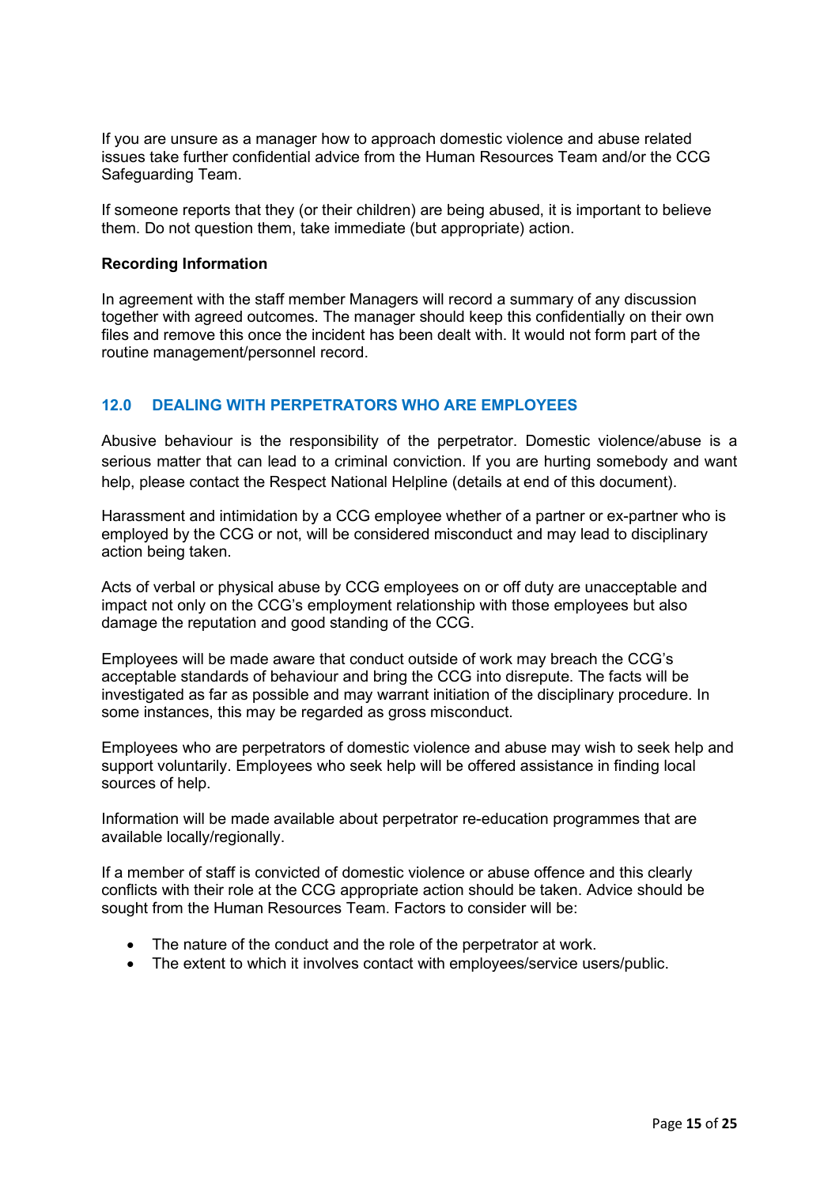If you are unsure as a manager how to approach domestic violence and abuse related issues take further confidential advice from the Human Resources Team and/or the CCG Safeguarding Team.

If someone reports that they (or their children) are being abused, it is important to believe them. Do not question them, take immediate (but appropriate) action.

**Recording Information**

In agreement with the staff member Managers will record a summary of any discussion together with agreed outcomes. The manager should keep this confidentially on their own files and remove this once the incident has been dealt with. It would not form part of the routine management/personnel record.

## 12.0 DEALING WITH PERPETRATORS WHO ARE EMPLOYEES

Abusive behaviour is the responsibility of the perpetrator. Domestic violence/abuse is a serious matter that can lead to a criminal conviction. If you are hurting somebody and want help, please contact the Respect National Helpline (details at end of this document).

Harassment and intimidation by a CCG employee whether of a partner or ex-partner who is employed by the CCG or not, will be considered misconduct and may lead to disciplinary action being taken.

Acts of verbal or physical abuse by CCG employees on or off duty are unacceptable and impact not only on the CCG's employment relationship with those employees but also damage the reputation and good standing of the CCG.

Employees will be made aware that conduct outside of work may breach the CCG's acceptable standards of behaviour and bring the CCG into disrepute. The facts will be investigated as far as possible and may warrant initiation of the disciplinary procedure. In some instances, this may be regarded as gross misconduct.

Employees who are perpetrators of domestic violence and abuse may wish to seek help and support voluntarily. Employees who seek help will be offered assistance in finding local sources of help.

Information will be made available about perpetrator re-education programmes that are available locally/regionally.

If a member of staff is convicted of domestic violence or abuse offence and this clearly conflicts with their role at the CCG appropriate action should be taken. Advice should be sought from the Human Resources Team. Factors to consider will be:

- The nature of the conduct and the role of the perpetrator at work.
- The extent to which it involves contact with employees/service users/public.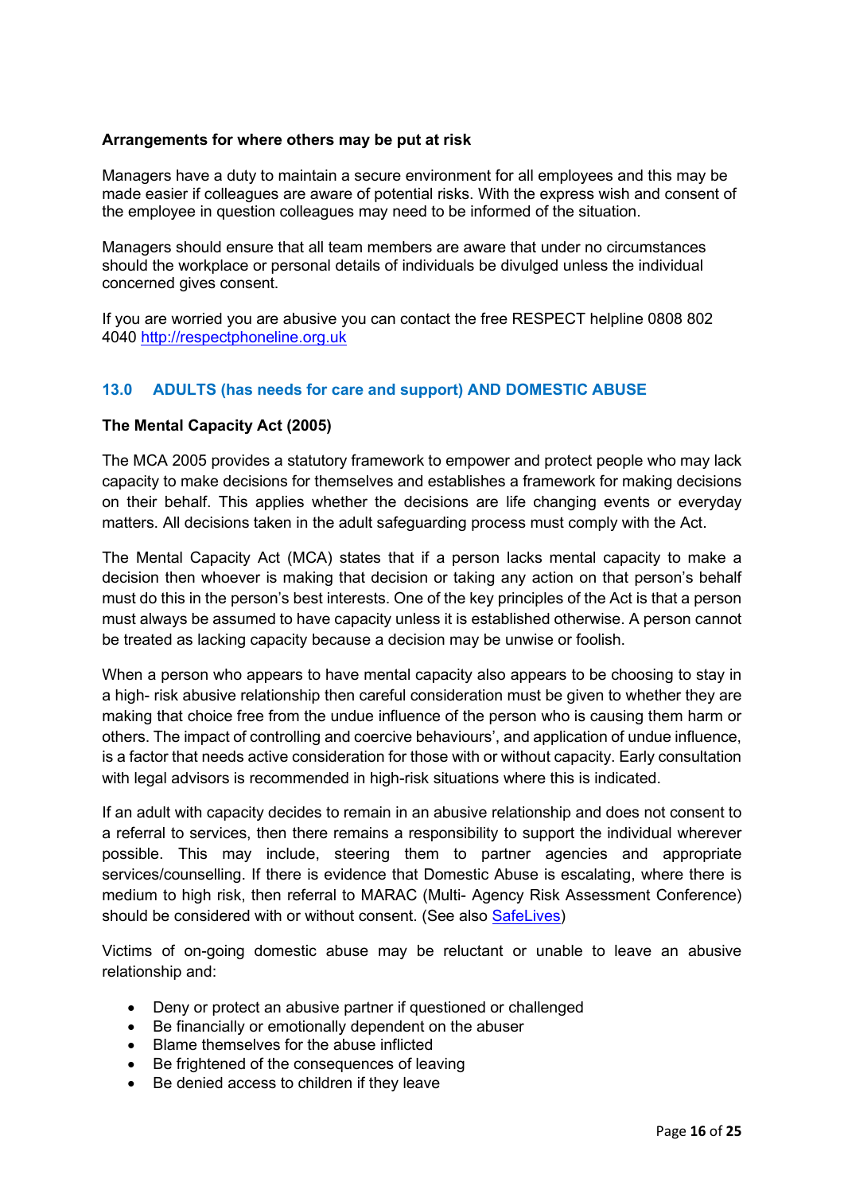**Arrangements for where others may be put at risk**

Managers have a duty to maintain a secure environment for all employees and this may be made easier if colleagues are aware of potential risks. With the express wish and consent of the employee in question colleagues may need to be informed of the situation.

Managers should ensure that all team members are aware that under no circumstances should the workplace or personal details of individuals be divulged unless the individual concerned gives consent.

If you are worried you are abusive you can contact the free RESPECT helpline 0808 802 4040 [http://respectphoneline.org.uk](http://respectphoneline.org.uk)

## 13.0 ADULTS (has needs for care and support) AND DOMESTIC ABUSE

**The Mental Capacity Act (2005)**

The MCA 2005 provides a statutory framework to empower and protect people who may lack capacity to make decisions for themselves and establishes a framework for making decisions on their behalf. This applies whether the decisions are life changing events or everyday matters. All decisions taken in the adult safeguarding process must comply with the Act.

The Mental Capacity Act (MCA) states that if a person lacks mental capacity to make a decision then whoever is making that decision or taking any action on that person's behalf must do this in the person's best interests. One of the key principles of the Act is that a person must always be assumed to have capacity unless it is established otherwise. A person cannot be treated as lacking capacity because a decision may be unwise or foolish.

When a person who appears to have mental capacity also appears to be choosing to stay in a high- risk abusive relationship then careful consideration must be given to whether they are making that choice free from the undue influence of the person who is causing them harm or others. The impact of controlling and coercive behaviours', and application of undue influence, is a factor that needs active consideration for those with or without capacity. Early consultation with legal advisors is recommended in high-risk situations where this is indicated.

If an adult with capacity decides to remain in an abusive relationship and does not consent to a referral to services, then there remains a responsibility to support the individual wherever possible. This may include, steering them to partner agencies and appropriate services/counselling. If there is evidence that Domestic Abuse is escalating, where there is medium to high risk, then referral to MARAC (Multi- Agency Risk Assessment Conference) should be considered with or without consent. (See also SafeLives)

Victims of on-going domestic abuse may be reluctant or unable to leave an abusive relationship and:

- Deny or protect an abusive partner if questioned or challenged
- Be financially or emotionally dependent on the abuser
- Blame themselves for the abuse inflicted
- Be frightened of the consequences of leaving
- Be denied access to children if they leave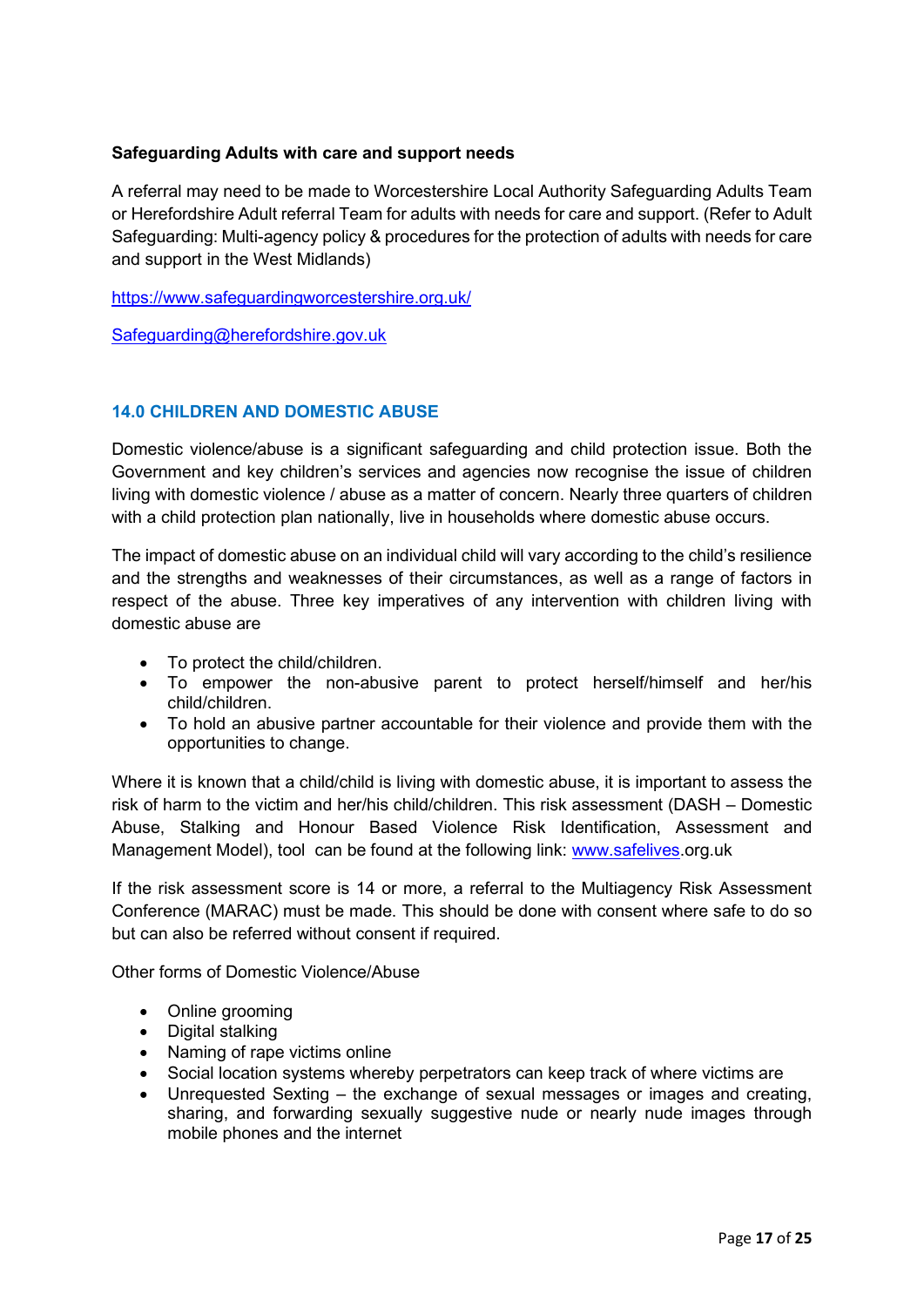**Safeguarding Adults with care and support needs**

A referral may need to be made to Worcestershire Local Authority Safeguarding Adults Team or Herefordshire Adult referral Team for adults with needs for care and support. (Refer to Adult Safeguarding: Multi-agency policy & procedures for the protection of adults with needs for care and support in the West Midlands)

https://www.safeguardingworcestershire.org.uk/

Safeguarding@herefordshire.gov.uk

## 14.0 CHILDREN AND DOMESTIC ABUSE

Domestic violence/abuse is a significant safeguarding and child protection issue. Both the Government and key children's services and agencies now recognise the issue of children living with domestic violence / abuse as a matter of concern. Nearly three quarters of children with a child protection plan nationally, live in households where domestic abuse occurs.

The impact of domestic abuse on an individual child will vary according to the child's resilience and the strengths and weaknesses of their circumstances, as well as a range of factors in respect of the abuse. Three key imperatives of any intervention with children living with domestic abuse are

- To protect the child/children.
- To empower the non-abusive parent to protect herself/himself and her/his child/children.
- To hold an abusive partner accountable for their violence and provide them with the opportunities to change.

Where it is known that a child/child is living with domestic abuse, it is important to assess the risk of harm to the victim and her/his child/children. This risk assessment (DASH – Domestic Abuse, Stalking and Honour Based Violence Risk Identification, Assessment and Management Model), tool can be found at the following link: www.safelives.org.uk

If the risk assessment score is 14 or more, a referral to the Multiagency Risk Assessment Conference (MARAC) must be made. This should be done with consent where safe to do so but can also be referred without consent if required.

Other forms of Domestic Violence/Abuse

- Online grooming
- Digital stalking
- Naming of rape victims online
- Social location systems whereby perpetrators can keep track of where victims are
- Unrequested Sexting – the exchange of sexual messages or images and creating, sharing, and forwarding sexually suggestive nude or nearly nude images through mobile phones and the internet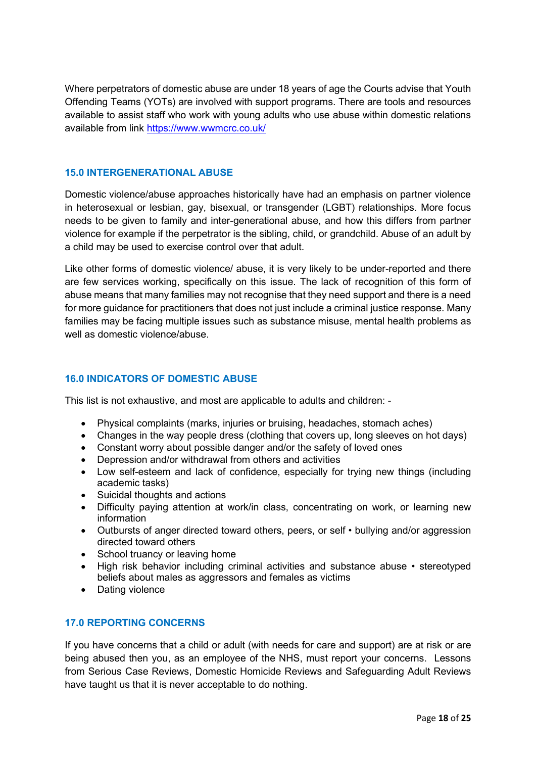Where perpetrators of domestic abuse are under 18 years of age the Courts advise that Youth Offending Teams (YOTs) are involved with support programs. There are tools and resources available to assist staff who work with young adults who use abuse within domestic relations available from link https://www.wwmcrc.co.uk/

## 15.0 INTERGENERATIONAL ABUSE

Domestic violence/abuse approaches historically have had an emphasis on partner violence in heterosexual or lesbian, gay, bisexual, or transgender (LGBT) relationships. More focus needs to be given to family and inter-generational abuse, and how this differs from partner violence for example if the perpetrator is the sibling, child, or grandchild. Abuse of an adult by a child may be used to exercise control over that adult.

Like other forms of domestic violence/ abuse, it is very likely to be under-reported and there are few services working, specifically on this issue. The lack of recognition of this form of abuse means that many families may not recognise that they need support and there is a need for more guidance for practitioners that does not just include a criminal justice response. Many families may be facing multiple issues such as substance misuse, mental health problems as well as domestic violence/abuse.

## 16.0 INDICATORS OF DOMESTIC ABUSE

This list is not exhaustive, and most are applicable to adults and children: -

- Physical complaints (marks, injuries or bruising, headaches, stomach aches)
- Changes in the way people dress (clothing that covers up, long sleeves on hot days)
- Constant worry about possible danger and/or the safety of loved ones
- Depression and/or withdrawal from others and activities
- Low self-esteem and lack of confidence, especially for trying new things (including academic tasks)
- Suicidal thoughts and actions
- Difficulty paying attention at work/in class, concentrating on work, or learning new information
- Outbursts of anger directed toward others, peers, or self • bullying and/or aggression directed toward others
- School truancy or leaving home
- High risk behavior including criminal activities and substance abuse • stereotyped beliefs about males as aggressors and females as victims
- Dating violence

## 17.0 REPORTING CONCERNS

If you have concerns that a child or adult (with needs for care and support) are at risk or are being abused then you, as an employee of the NHS, must report your concerns. Lessons from Serious Case Reviews, Domestic Homicide Reviews and Safeguarding Adult Reviews have taught us that it is never acceptable to do nothing.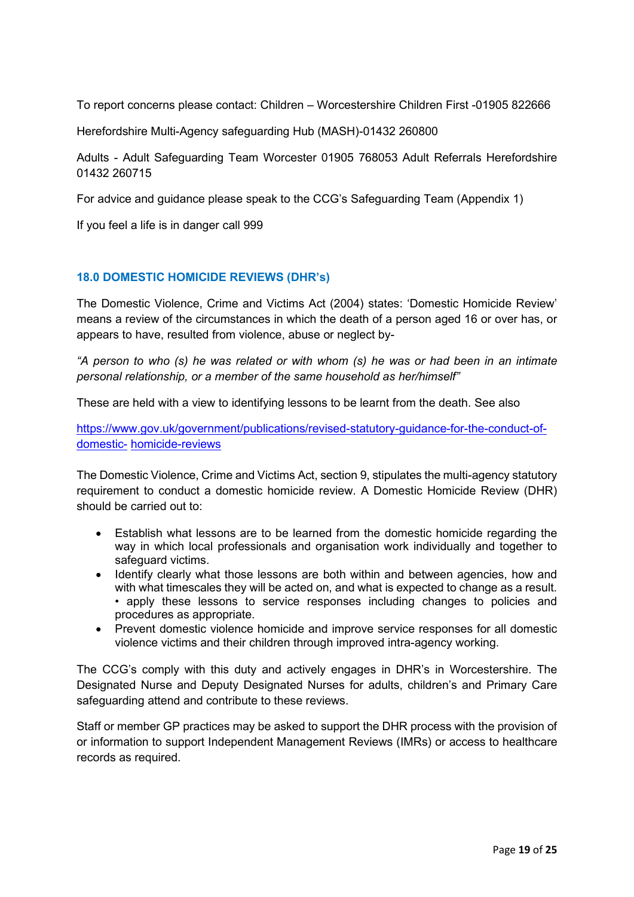To report concerns please contact: Children – Worcestershire Children First -01905 822666

Herefordshire Multi-Agency safeguarding Hub (MASH)-01432 260800

Adults - Adult Safeguarding Team Worcester 01905 768053 Adult Referrals Herefordshire 01432 260715

For advice and guidance please speak to the CCG's Safeguarding Team (Appendix 1)

If you feel a life is in danger call 999

## 18.0 DOMESTIC HOMICIDE REVIEWS (DHR's)

The Domestic Violence, Crime and Victims Act (2004) states: 'Domestic Homicide Review' means a review of the circumstances in which the death of a person aged 16 or over has, or appears to have, resulted from violence, abuse or neglect by-

*"A person to who (s) he was related or with whom (s) he was or had been in an intimate personal relationship, or a member of the same household as her/himself"*

These are held with a view to identifying lessons to be learnt from the death. See also

[https://www.gov.uk/government/publications/revised-statutory-guidance-for-the-conduct-of-domestic- homicide-reviews](https://www.gov.uk/government/publications/revised-statutory-guidance-for-the-conduct-of-domestic-homicide-reviews)

The Domestic Violence, Crime and Victims Act, section 9, stipulates the multi-agency statutory requirement to conduct a domestic homicide review. A Domestic Homicide Review (DHR) should be carried out to:

- Establish what lessons are to be learned from the domestic homicide regarding the way in which local professionals and organisation work individually and together to safeguard victims.
- Identify clearly what those lessons are both within and between agencies, how and with what timescales they will be acted on, and what is expected to change as a result. • apply these lessons to service responses including changes to policies and procedures as appropriate.
- Prevent domestic violence homicide and improve service responses for all domestic violence victims and their children through improved intra-agency working.

The CCG's comply with this duty and actively engages in DHR's in Worcestershire. The Designated Nurse and Deputy Designated Nurses for adults, children's and Primary Care safeguarding attend and contribute to these reviews.

Staff or member GP practices may be asked to support the DHR process with the provision of or information to support Independent Management Reviews (IMRs) or access to healthcare records as required.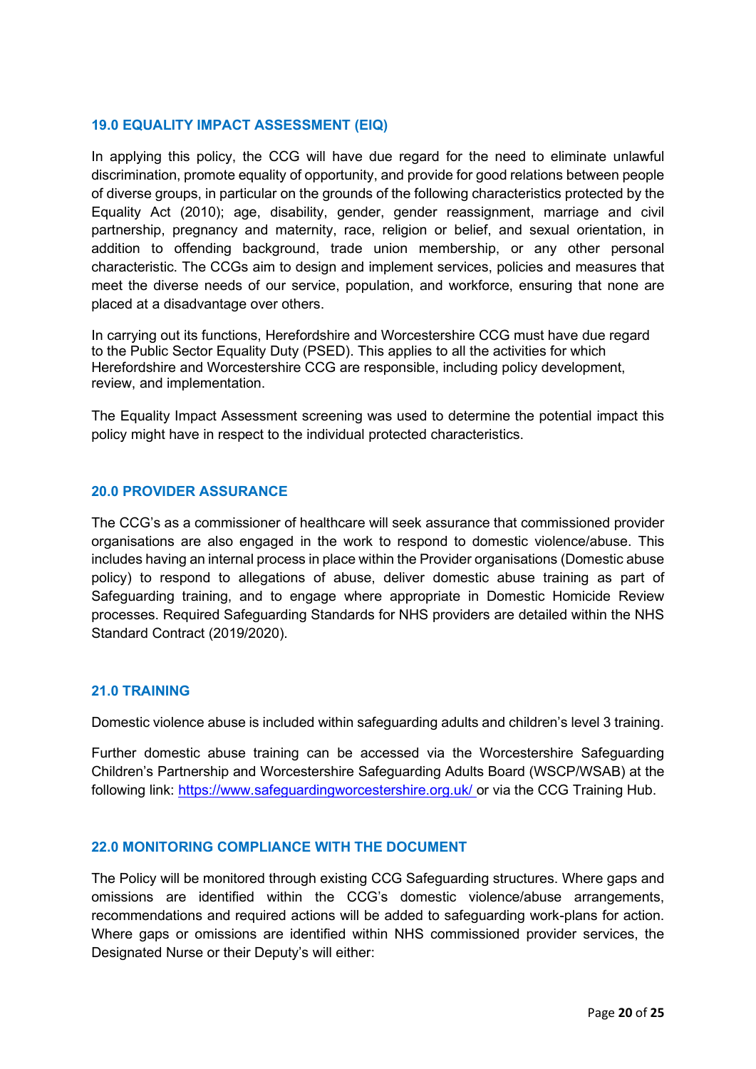## 19.0 EQUALITY IMPACT ASSESSMENT (EIQ)

In applying this policy, the CCG will have due regard for the need to eliminate unlawful discrimination, promote equality of opportunity, and provide for good relations between people of diverse groups, in particular on the grounds of the following characteristics protected by the Equality Act (2010); age, disability, gender, gender reassignment, marriage and civil partnership, pregnancy and maternity, race, religion or belief, and sexual orientation, in addition to offending background, trade union membership, or any other personal characteristic. The CCGs aim to design and implement services, policies and measures that meet the diverse needs of our service, population, and workforce, ensuring that none are placed at a disadvantage over others.

In carrying out its functions, Herefordshire and Worcestershire CCG must have due regard to the Public Sector Equality Duty (PSED). This applies to all the activities for which Herefordshire and Worcestershire CCG are responsible, including policy development, review, and implementation.

The Equality Impact Assessment screening was used to determine the potential impact this policy might have in respect to the individual protected characteristics.

## 20.0 PROVIDER ASSURANCE

The CCG's as a commissioner of healthcare will seek assurance that commissioned provider organisations are also engaged in the work to respond to domestic violence/abuse. This includes having an internal process in place within the Provider organisations (Domestic abuse policy) to respond to allegations of abuse, deliver domestic abuse training as part of Safeguarding training, and to engage where appropriate in Domestic Homicide Review processes. Required Safeguarding Standards for NHS providers are detailed within the NHS Standard Contract (2019/2020).

## 21.0 TRAINING

Domestic violence abuse is included within safeguarding adults and children's level 3 training.

Further domestic abuse training can be accessed via the Worcestershire Safeguarding Children's Partnership and Worcestershire Safeguarding Adults Board (WSCP/WSAB) at the following link: https://www.safeguardingworcestershire.org.uk/ or via the CCG Training Hub.

## 22.0 MONITORING COMPLIANCE WITH THE DOCUMENT

The Policy will be monitored through existing CCG Safeguarding structures. Where gaps and omissions are identified within the CCG's domestic violence/abuse arrangements, recommendations and required actions will be added to safeguarding work-plans for action. Where gaps or omissions are identified within NHS commissioned provider services, the Designated Nurse or their Deputy's will either: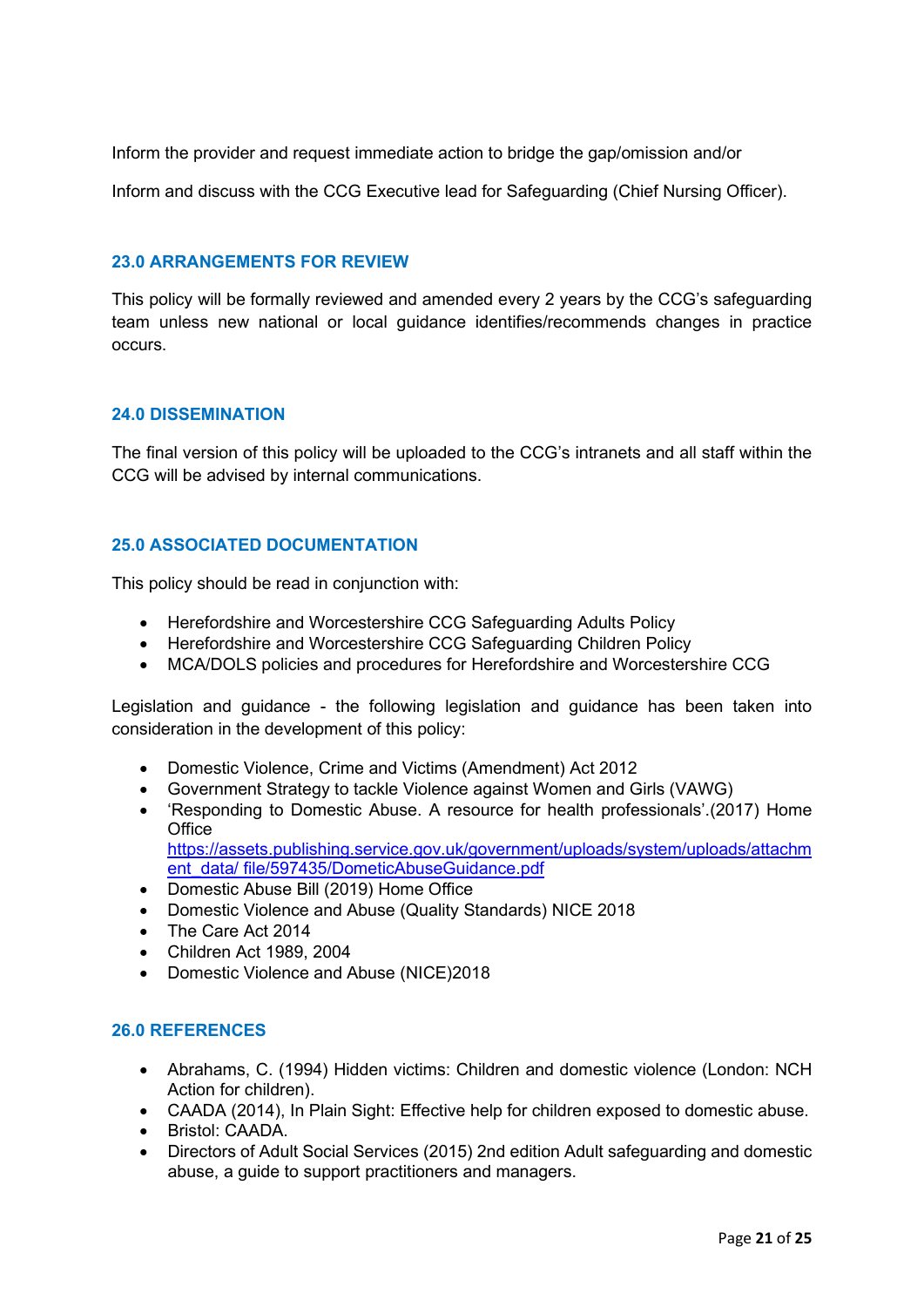Inform the provider and request immediate action to bridge the gap/omission and/or

Inform and discuss with the CCG Executive lead for Safeguarding (Chief Nursing Officer).

## 23.0 ARRANGEMENTS FOR REVIEW

This policy will be formally reviewed and amended every 2 years by the CCG's safeguarding team unless new national or local guidance identifies/recommends changes in practice occurs.

## 24.0 DISSEMINATION

The final version of this policy will be uploaded to the CCG's intranets and all staff within the CCG will be advised by internal communications.

## 25.0 ASSOCIATED DOCUMENTATION

This policy should be read in conjunction with:

- Herefordshire and Worcestershire CCG Safeguarding Adults Policy
- Herefordshire and Worcestershire CCG Safeguarding Children Policy
- MCA/DOLS policies and procedures for Herefordshire and Worcestershire CCG

Legislation and guidance - the following legislation and guidance has been taken into consideration in the development of this policy:

- Domestic Violence, Crime and Victims (Amendment) Act 2012
- Government Strategy to tackle Violence against Women and Girls (VAWG)
- 'Responding to Domestic Abuse. A resource for health professionals'.(2017) Home Office [https://assets.publishing.service.gov.uk/government/uploads/system/uploads/attachment_data/ file/597435/DometicAbuseGuidance.pdf](https://assets.publishing.service.gov.uk/government/uploads/system/uploads/attachment_data/file/597435/DometicAbuseGuidance.pdf)
- Domestic Abuse Bill (2019) Home Office
- Domestic Violence and Abuse (Quality Standards) NICE 2018
- The Care Act 2014
- Children Act 1989, 2004
- Domestic Violence and Abuse (NICE)2018

## 26.0 REFERENCES

- Abrahams, C. (1994) Hidden victims: Children and domestic violence (London: NCH Action for children).
- CAADA (2014), In Plain Sight: Effective help for children exposed to domestic abuse.
- Bristol: CAADA.
- Directors of Adult Social Services (2015) 2nd edition Adult safeguarding and domestic abuse, a guide to support practitioners and managers.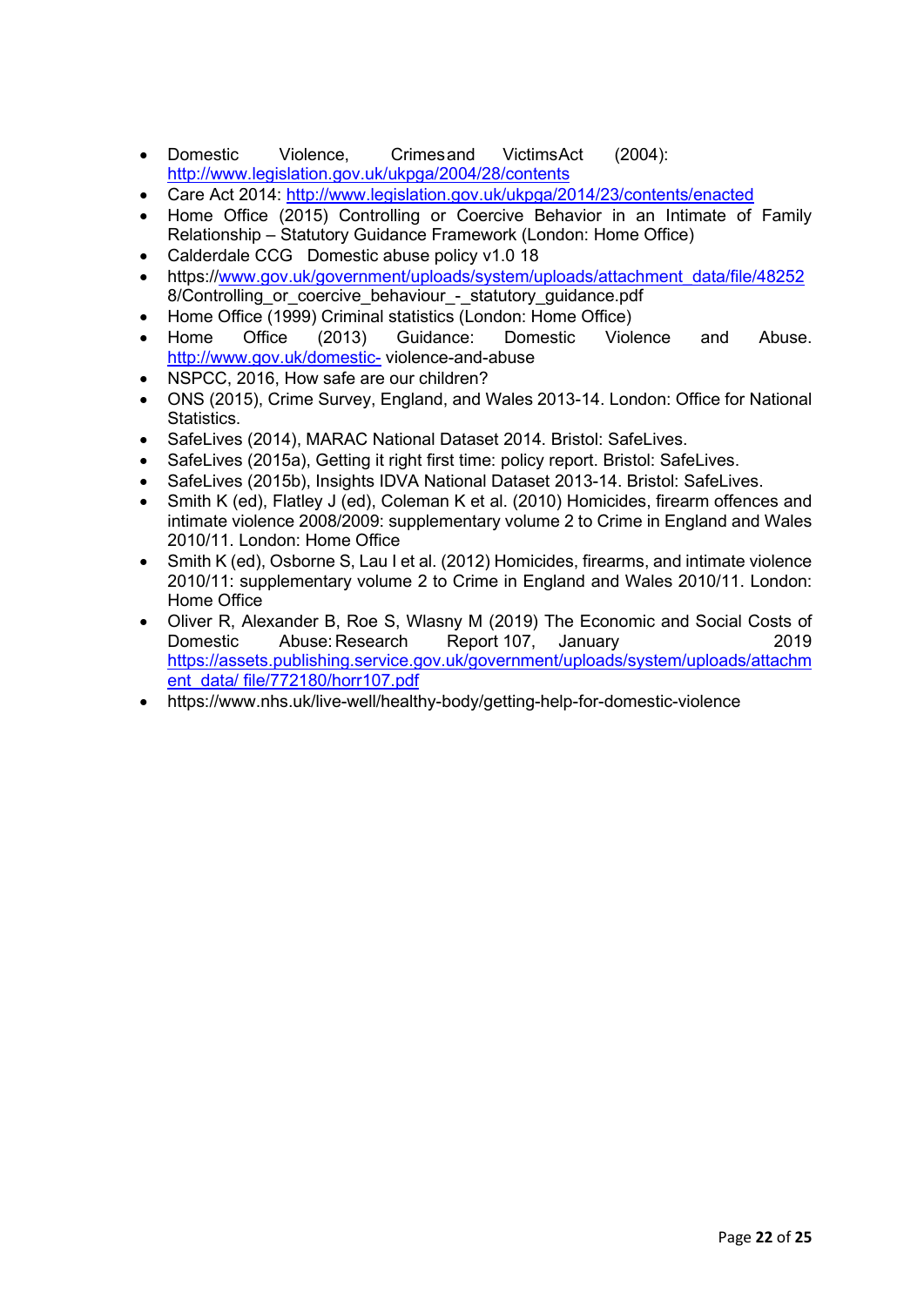- Domestic Violence, Crimes and Victims Act (2004): http://www.legislation.gov.uk/ukpga/2004/28/contents
- Care Act 2014: http://www.legislation.gov.uk/ukpga/2014/23/contents/enacted
- Home Office (2015) Controlling or Coercive Behavior in an Intimate of Family Relationship – Statutory Guidance Framework (London: Home Office)
- Calderdale CCG Domestic abuse policy v1.0 18
- https://www.gov.uk/government/uploads/system/uploads/attachment_data/file/482528/Controlling_or_coercive_behaviour_-_statutory_guidance.pdf
- Home Office (1999) Criminal statistics (London: Home Office)
- Home Office (2013) Guidance: Domestic Violence and Abuse. http://www.gov.uk/domestic- violence-and-abuse
- NSPCC, 2016, How safe are our children?
- ONS (2015), Crime Survey, England, and Wales 2013-14. London: Office for National Statistics.
- SafeLives (2014), MARAC National Dataset 2014. Bristol: SafeLives.
- SafeLives (2015a), Getting it right first time: policy report. Bristol: SafeLives.
- SafeLives (2015b), Insights IDVA National Dataset 2013-14. Bristol: SafeLives.
- Smith K (ed), Flatley J (ed), Coleman K et al. (2010) Homicides, firearm offences and intimate violence 2008/2009: supplementary volume 2 to Crime in England and Wales 2010/11. London: Home Office
- Smith K (ed), Osborne S, Lau I et al. (2012) Homicides, firearms, and intimate violence 2010/11: supplementary volume 2 to Crime in England and Wales 2010/11. London: Home Office
- Oliver R, Alexander B, Roe S, Wlasny M (2019) The Economic and Social Costs of Domestic Abuse: Research Report 107, January 2019 https://assets.publishing.service.gov.uk/government/uploads/system/uploads/attachment_data/ file/772180/horr107.pdf
- https://www.nhs.uk/live-well/healthy-body/getting-help-for-domestic-violence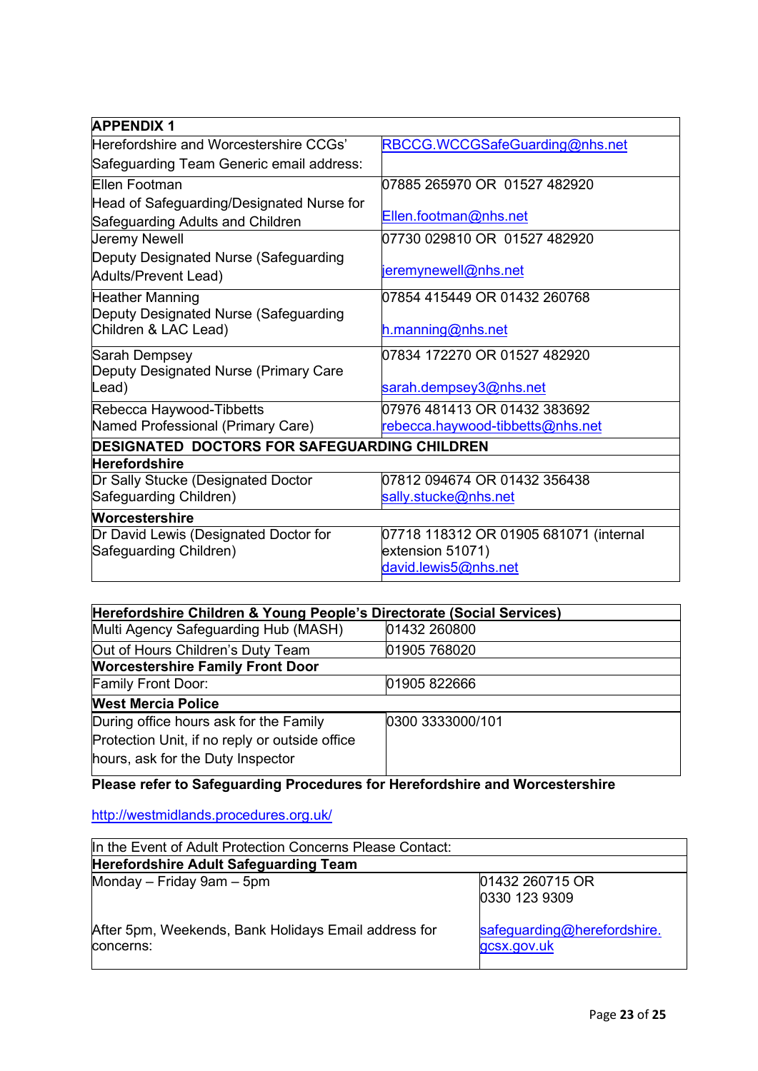| **APPENDIX 1** | |
|---|---|
| Herefordshire and Worcestershire CCGs' Safeguarding Team Generic email address: | RBCCG.WCCGSafeGuarding@nhs.net |
| Ellen Footman<br>Head of Safeguarding/Designated Nurse for Safeguarding Adults and Children | 07885 265970 OR 01527 482920<br><br>Ellen.footman@nhs.net |
| Jeremy Newell<br>Deputy Designated Nurse (Safeguarding Adults/Prevent Lead) | 07730 029810 OR 01527 482920<br><br>jeremynewell@nhs.net |
| Heather Manning<br>Deputy Designated Nurse (Safeguarding Children & LAC Lead) | 07854 415449 OR 01432 260768<br><br>h.manning@nhs.net |
| Sarah Dempsey<br>Deputy Designated Nurse (Primary Care Lead) | 07834 172270 OR 01527 482920<br><br>sarah.dempsey3@nhs.net |
| Rebecca Haywood-Tibbetts<br>Named Professional (Primary Care) | 07976 481413 OR 01432 383692<br>rebecca.haywood-tibbetts@nhs.net |
| **DESIGNATED DOCTORS FOR SAFEGUARDING CHILDREN** | |
| **Herefordshire** | |
| Dr Sally Stucke (Designated Doctor Safeguarding Children) | 07812 094674 OR 01432 356438<br>sally.stucke@nhs.net |
| **Worcestershire** | |
| Dr David Lewis (Designated Doctor for Safeguarding Children) | 07718 118312 OR 01905 681071 (internal extension 51071)<br>david.lewis5@nhs.net |

| **Herefordshire Children & Young People's Directorate (Social Services)** | |
|---|---|
| Multi Agency Safeguarding Hub (MASH) | 01432 260800 |
| Out of Hours Children's Duty Team | 01905 768020 |
| **Worcestershire Family Front Door** | |
| Family Front Door: | 01905 822666 |
| **West Mercia Police** | |
| During office hours ask for the Family Protection Unit, if no reply or outside office hours, ask for the Duty Inspector | 0300 3333000/101 |

**Please refer to Safeguarding Procedures for Herefordshire and Worcestershire**

http://westmidlands.procedures.org.uk/

| In the Event of Adult Protection Concerns Please Contact: | |
|---|---|
| **Herefordshire Adult Safeguarding Team** | |
| Monday – Friday 9am – 5pm<br><br>After 5pm, Weekends, Bank Holidays Email address for concerns: | 01432 260715 OR<br>0330 123 9309<br><br>safeguarding@herefordshire.gcsx.gov.uk |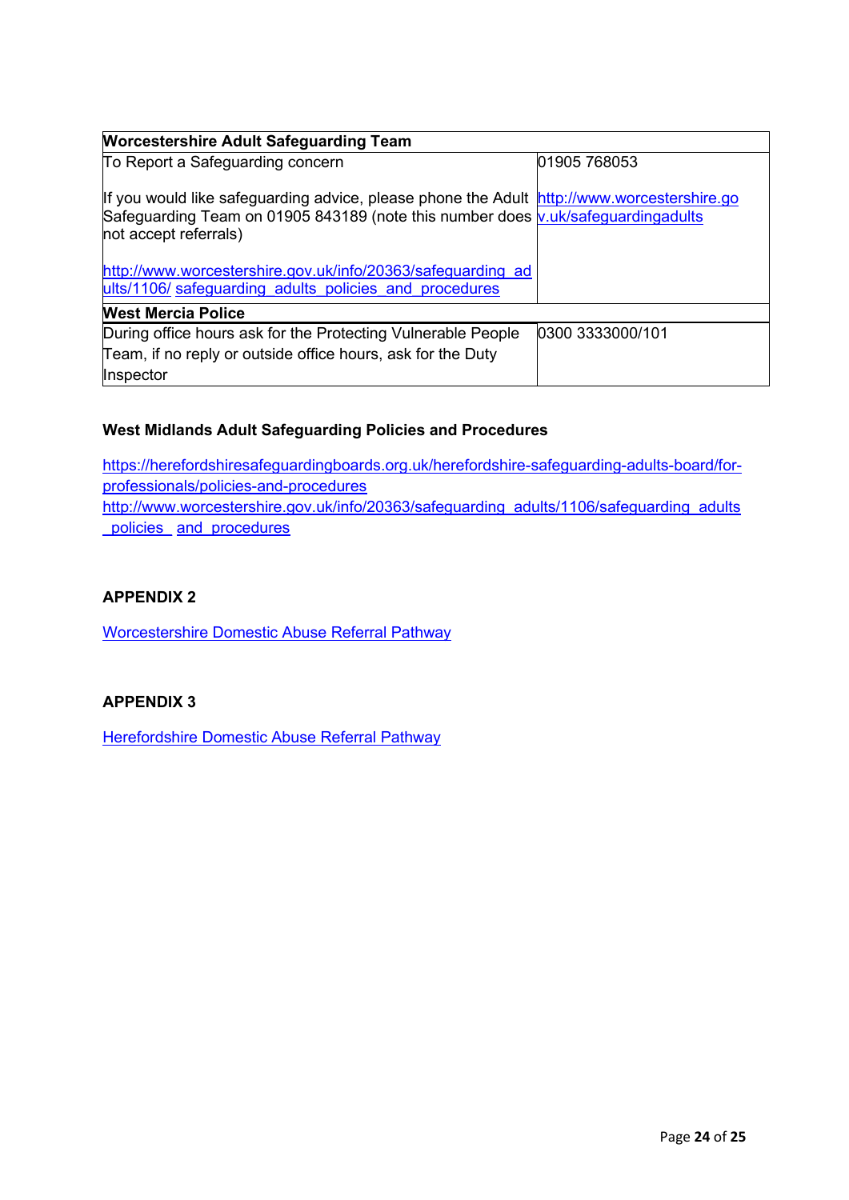| Worcestershire Adult Safeguarding Team | |
|---|---|
| To Report a Safeguarding concern<br><br>If you would like safeguarding advice, please phone the Adult Safeguarding Team on 01905 843189 (note this number does not accept referrals)<br><br>http://www.worcestershire.gov.uk/info/20363/safeguarding_adults/1106/ safeguarding_adults_policies_and_procedures | 01905 768053<br><br>http://www.worcestershire.gov.uk/safeguardingadults |
| **West Mercia Police** | |
| During office hours ask for the Protecting Vulnerable People Team, if no reply or outside office hours, ask for the Duty Inspector | 0300 3333000/101 |

**West Midlands Adult Safeguarding Policies and Procedures**

https://herefordshiresafeguardingboards.org.uk/herefordshire-safeguarding-adults-board/for-professionals/policies-and-procedures
http://www.worcestershire.gov.uk/info/20363/safeguarding_adults/1106/safeguarding_adults_policies_and_procedures

**APPENDIX 2**

Worcestershire Domestic Abuse Referral Pathway

**APPENDIX 3**

Herefordshire Domestic Abuse Referral Pathway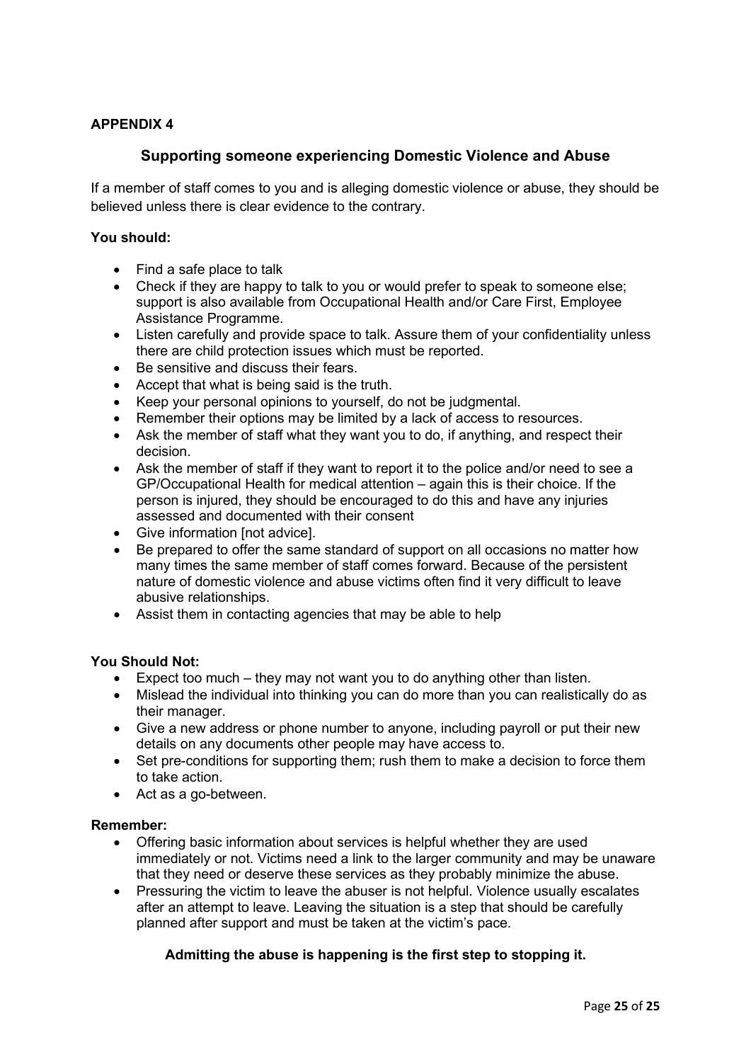**APPENDIX 4**

## Supporting someone experiencing Domestic Violence and Abuse

If a member of staff comes to you and is alleging domestic violence or abuse, they should be believed unless there is clear evidence to the contrary.

**You should:**

- Find a safe place to talk
- Check if they are happy to talk to you or would prefer to speak to someone else; support is also available from Occupational Health and/or Care First, Employee Assistance Programme.
- Listen carefully and provide space to talk. Assure them of your confidentiality unless there are child protection issues which must be reported.
- Be sensitive and discuss their fears.
- Accept that what is being said is the truth.
- Keep your personal opinions to yourself, do not be judgmental.
- Remember their options may be limited by a lack of access to resources.
- Ask the member of staff what they want you to do, if anything, and respect their decision.
- Ask the member of staff if they want to report it to the police and/or need to see a GP/Occupational Health for medical attention – again this is their choice. If the person is injured, they should be encouraged to do this and have any injuries assessed and documented with their consent
- Give information [not advice].
- Be prepared to offer the same standard of support on all occasions no matter how many times the same member of staff comes forward. Because of the persistent nature of domestic violence and abuse victims often find it very difficult to leave abusive relationships.
- Assist them in contacting agencies that may be able to help

**You Should Not:**

- Expect too much – they may not want you to do anything other than listen.
- Mislead the individual into thinking you can do more than you can realistically do as their manager.
- Give a new address or phone number to anyone, including payroll or put their new details on any documents other people may have access to.
- Set pre-conditions for supporting them; rush them to make a decision to force them to take action.
- Act as a go-between.

**Remember:**

- Offering basic information about services is helpful whether they are used immediately or not. Victims need a link to the larger community and may be unaware that they need or deserve these services as they probably minimize the abuse.
- Pressuring the victim to leave the abuser is not helpful. Violence usually escalates after an attempt to leave. Leaving the situation is a step that should be carefully planned after support and must be taken at the victim's pace.

**Admitting the abuse is happening is the first step to stopping it.**